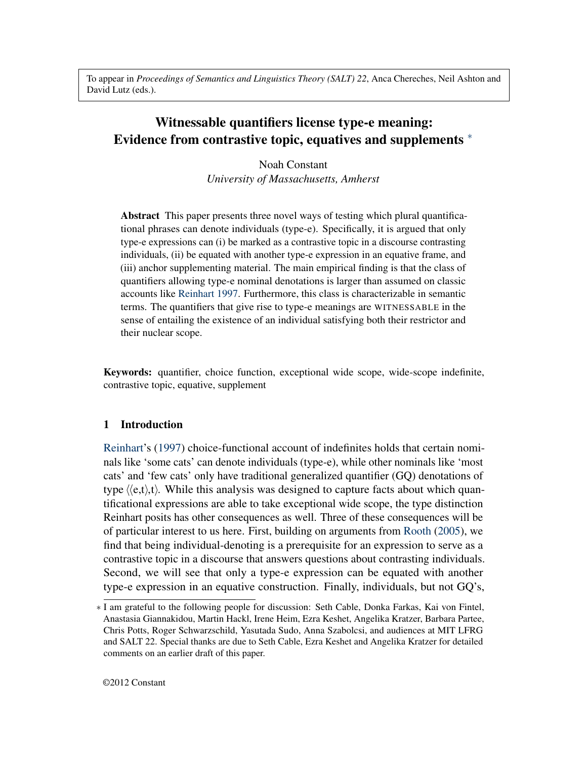To appear in *Proceedings of Semantics and Linguistics Theory (SALT) 22*, Anca Chereches, Neil Ashton and David Lutz (eds.).

# Witnessable quantifiers license type-e meaning: Evidence from contrastive topic, equatives and supplements *

Noah Constant
*University of Massachusetts, Amherst*

**Abstract** This paper presents three novel ways of testing which plural quantificational phrases can denote individuals (type-e). Specifically, it is argued that only type-e expressions can (i) be marked as a contrastive topic in a discourse contrasting individuals, (ii) be equated with another type-e expression in an equative frame, and (iii) anchor supplementing material. The main empirical finding is that the class of quantifiers allowing type-e nominal denotations is larger than assumed on classic accounts like Reinhart 1997. Furthermore, this class is characterizable in semantic terms. The quantifiers that give rise to type-e meanings are WITNESSABLE in the sense of entailing the existence of an individual satisfying both their restrictor and their nuclear scope.

**Keywords:** quantifier, choice function, exceptional wide scope, wide-scope indefinite, contrastive topic, equative, supplement

## 1 Introduction

Reinhart's (1997) choice-functional account of indefinites holds that certain nominals like 'some cats' can denote individuals (type-e), while other nominals like 'most cats' and 'few cats' only have traditional generalized quantifier (GQ) denotations of type $\langle\langle e,t\rangle,t\rangle$. While this analysis was designed to capture facts about which quantificational expressions are able to take exceptional wide scope, the type distinction Reinhart posits has other consequences as well. Three of these consequences will be of particular interest to us here. First, building on arguments from Rooth (2005), we find that being individual-denoting is a prerequisite for an expression to serve as a contrastive topic in a discourse that answers questions about contrasting individuals. Second, we will see that only a type-e expression can be equated with another type-e expression in an equative construction. Finally, individuals, but not GQ's,

* I am grateful to the following people for discussion: Seth Cable, Donka Farkas, Kai von Fintel, Anastasia Giannakidou, Martin Hackl, Irene Heim, Ezra Keshet, Angelika Kratzer, Barbara Partee, Chris Potts, Roger Schwarzschild, Yasutada Sudo, Anna Szabolcsi, and audiences at MIT LFRG and SALT 22. Special thanks are due to Seth Cable, Ezra Keshet and Angelika Kratzer for detailed comments on an earlier draft of this paper.

©2012 Constant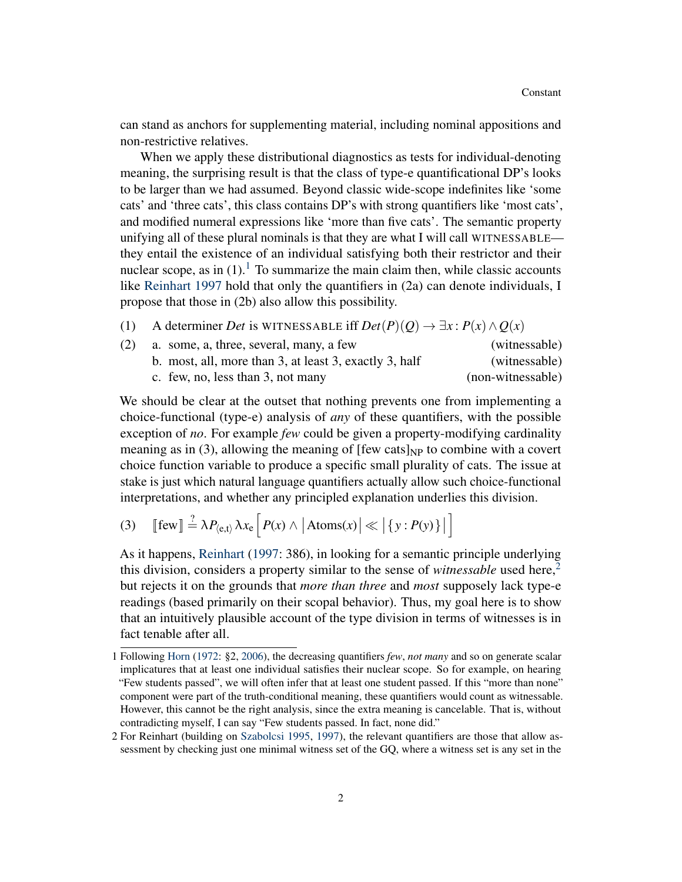can stand as anchors for supplementing material, including nominal appositions and non-restrictive relatives.

When we apply these distributional diagnostics as tests for individual-denoting meaning, the surprising result is that the class of type-e quantificational DP's looks to be larger than we had assumed. Beyond classic wide-scope indefinites like 'some cats' and 'three cats', this class contains DP's with strong quantifiers like 'most cats', and modified numeral expressions like 'more than five cats'. The semantic property unifying all of these plural nominals is that they are what I will call WITNESSABLE—they entail the existence of an individual satisfying both their restrictor and their nuclear scope, as in (1).[1] To summarize the main claim then, while classic accounts like Reinhart 1997 hold that only the quantifiers in (2a) can denote individuals, I propose that those in (2b) also allow this possibility.

(1) A determiner *Det* is WITNESSABLE iff $Det(P)(Q) \rightarrow \exists x : P(x) \wedge Q(x)$

(2) a. some, a, three, several, many, a few (witnessable)
  b. most, all, more than 3, at least 3, exactly 3, half (witnessable)
  c. few, no, less than 3, not many (non-witnessable)

We should be clear at the outset that nothing prevents one from implementing a choice-functional (type-e) analysis of *any* of these quantifiers, with the possible exception of *no*. For example *few* could be given a property-modifying cardinality meaning as in (3), allowing the meaning of [few cats]$_{\text{NP}}$ to combine with a covert choice function variable to produce a specific small plurality of cats. The issue at stake is just which natural language quantifiers actually allow such choice-functional interpretations, and whether any principled explanation underlies this division.

(3) $$[\![\text{few}]\!] \stackrel{?}{=} \lambda P_{\langle e,t \rangle}\, \lambda x_e \Big[ P(x) \wedge \big|\text{Atoms}(x)\big| \ll \big|\{\, y : P(y) \,\}\big| \Big]$$

As it happens, Reinhart (1997: 386), in looking for a semantic principle underlying this division, considers a property similar to the sense of *witnessable* used here,[2] but rejects it on the grounds that *more than three* and *most* supposely lack type-e readings (based primarily on their scopal behavior). Thus, my goal here is to show that an intuitively plausible account of the type division in terms of witnesses is in fact tenable after all.

---

1 Following Horn (1972: §2, 2006), the decreasing quantifiers *few*, *not many* and so on generate scalar implicatures that at least one individual satisfies their nuclear scope. So for example, on hearing "Few students passed", we will often infer that at least one student passed. If this "more than none" component were part of the truth-conditional meaning, these quantifiers would count as witnessable. However, this cannot be the right analysis, since the extra meaning is cancelable. That is, without contradicting myself, I can say "Few students passed. In fact, none did."

2 For Reinhart (building on Szabolcsi 1995, 1997), the relevant quantifiers are those that allow assessment by checking just one minimal witness set of the GQ, where a witness set is any set in the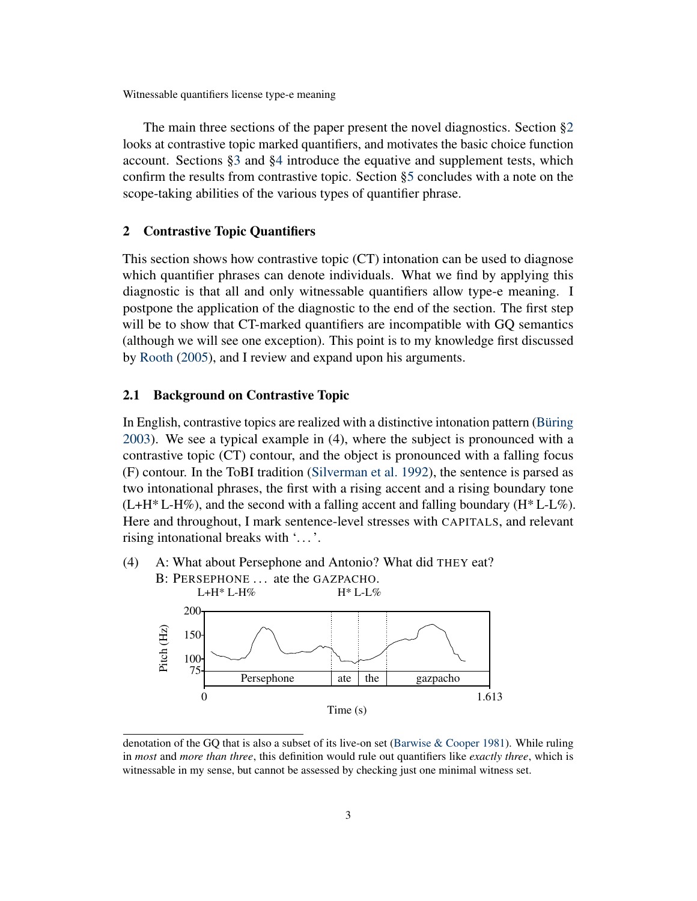The main three sections of the paper present the novel diagnostics. Section §2 looks at contrastive topic marked quantifiers, and motivates the basic choice function account. Sections §3 and §4 introduce the equative and supplement tests, which confirm the results from contrastive topic. Section §5 concludes with a note on the scope-taking abilities of the various types of quantifier phrase.

## 2 Contrastive Topic Quantifiers

This section shows how contrastive topic (CT) intonation can be used to diagnose which quantifier phrases can denote individuals. What we find by applying this diagnostic is that all and only witnessable quantifiers allow type-e meaning. I postpone the application of the diagnostic to the end of the section. The first step will be to show that CT-marked quantifiers are incompatible with GQ semantics (although we will see one exception). This point is to my knowledge first discussed by Rooth (2005), and I review and expand upon his arguments.

### 2.1 Background on Contrastive Topic

In English, contrastive topics are realized with a distinctive intonation pattern (Büring 2003). We see a typical example in (4), where the subject is pronounced with a contrastive topic (CT) contour, and the object is pronounced with a falling focus (F) contour. In the ToBI tradition (Silverman et al. 1992), the sentence is parsed as two intonational phrases, the first with a rising accent and a rising boundary tone (L+H* L-H%), and the second with a falling accent and falling boundary (H* L-L%). Here and throughout, I mark sentence-level stresses with CAPITALS, and relevant rising intonational breaks with '. . . '.

(4) A: What about Persephone and Antonio? What did THEY eat?
B: PERSEPHONE . . . ate the GAZPACHO.
L+H* L-H% H* L-L%

[Pitch track figure: Pitch (Hz) axis with values 75, 100, 150, 200; Time (s) axis from 0 to 1.613; segments labeled: Persephone | ate | the | gazpacho]

---

denotation of the GQ that is also a subset of its live-on set (Barwise & Cooper 1981). While ruling in *most* and *more than three*, this definition would rule out quantifiers like *exactly three*, which is witnessable in my sense, but cannot be assessed by checking just one minimal witness set.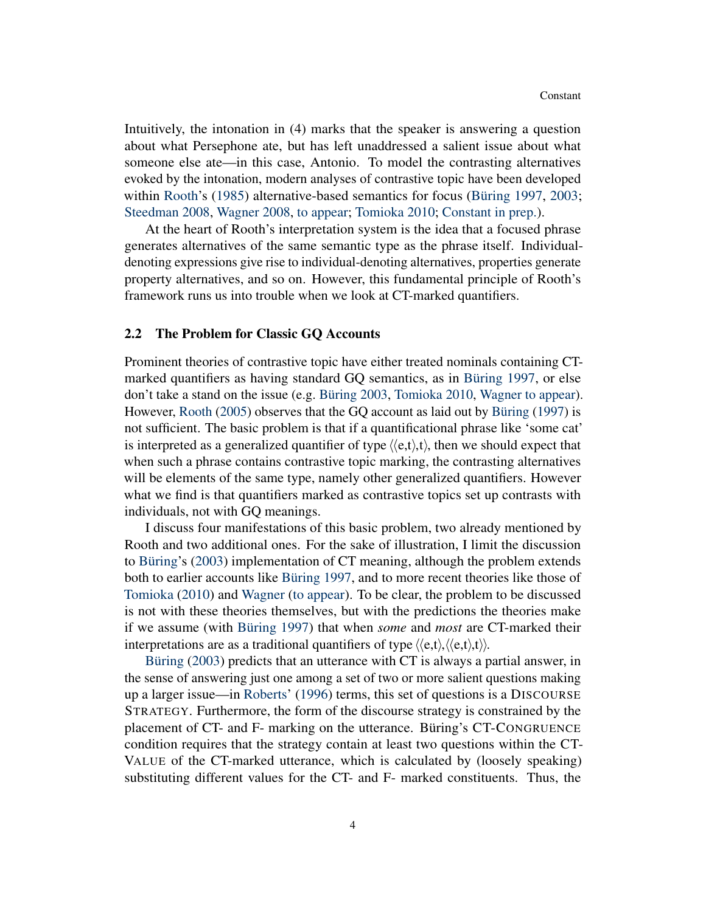Intuitively, the intonation in (4) marks that the speaker is answering a question about what Persephone ate, but has left unaddressed a salient issue about what someone else ate—in this case, Antonio. To model the contrasting alternatives evoked by the intonation, modern analyses of contrastive topic have been developed within Rooth's (1985) alternative-based semantics for focus (Büring 1997, 2003; Steedman 2008, Wagner 2008, to appear; Tomioka 2010; Constant in prep.).

At the heart of Rooth's interpretation system is the idea that a focused phrase generates alternatives of the same semantic type as the phrase itself. Individual-denoting expressions give rise to individual-denoting alternatives, properties generate property alternatives, and so on. However, this fundamental principle of Rooth's framework runs us into trouble when we look at CT-marked quantifiers.

## 2.2 The Problem for Classic GQ Accounts

Prominent theories of contrastive topic have either treated nominals containing CT-marked quantifiers as having standard GQ semantics, as in Büring 1997, or else don't take a stand on the issue (e.g. Büring 2003, Tomioka 2010, Wagner to appear). However, Rooth (2005) observes that the GQ account as laid out by Büring (1997) is not sufficient. The basic problem is that if a quantificational phrase like 'some cat' is interpreted as a generalized quantifier of type $\langle\langle e,t\rangle,t\rangle$, then we should expect that when such a phrase contains contrastive topic marking, the contrasting alternatives will be elements of the same type, namely other generalized quantifiers. However what we find is that quantifiers marked as contrastive topics set up contrasts with individuals, not with GQ meanings.

I discuss four manifestations of this basic problem, two already mentioned by Rooth and two additional ones. For the sake of illustration, I limit the discussion to Büring's (2003) implementation of CT meaning, although the problem extends both to earlier accounts like Büring 1997, and to more recent theories like those of Tomioka (2010) and Wagner (to appear). To be clear, the problem to be discussed is not with these theories themselves, but with the predictions the theories make if we assume (with Büring 1997) that when *some* and *most* are CT-marked their interpretations are as a traditional quantifiers of type $\langle\langle e,t\rangle,\langle\langle e,t\rangle,t\rangle\rangle$.

Büring (2003) predicts that an utterance with CT is always a partial answer, in the sense of answering just one among a set of two or more salient questions making up a larger issue—in Roberts' (1996) terms, this set of questions is a DISCOURSE STRATEGY. Furthermore, the form of the discourse strategy is constrained by the placement of CT- and F- marking on the utterance. Büring's CT-CONGRUENCE condition requires that the strategy contain at least two questions within the CT-VALUE of the CT-marked utterance, which is calculated by (loosely speaking) substituting different values for the CT- and F- marked constituents. Thus, the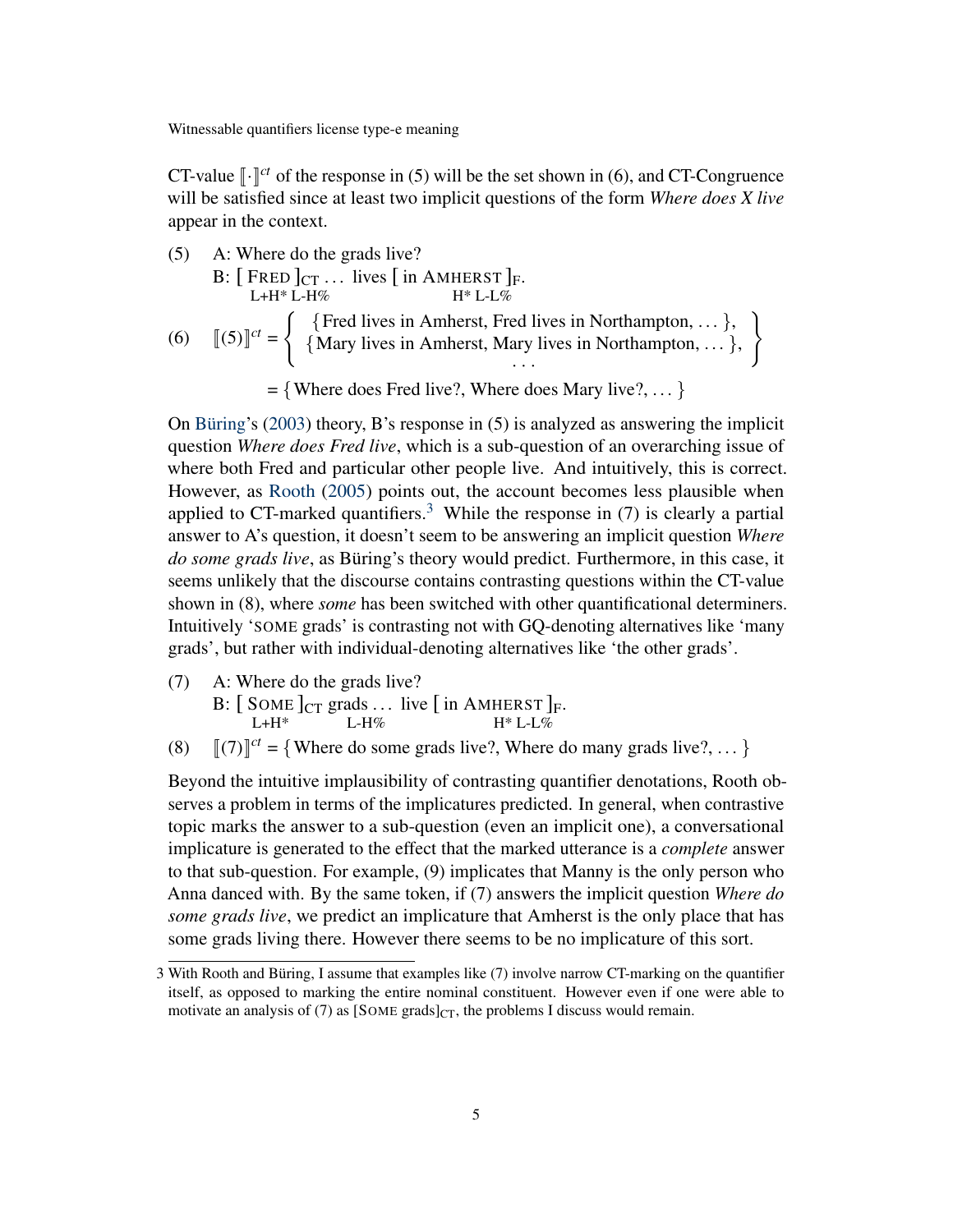CT-value $[\![\cdot]\!]^{ct}$ of the response in (5) will be the set shown in (6), and CT-Congruence will be satisfied since at least two implicit questions of the form *Where does X live* appear in the context.

(5) A: Where do the grads live?
B: [ FRED ]$_{\text{CT}}$ … lives [ in AMHERST ]$_{\text{F}}$.
  L+H* L-H%       H* L-L%

$$(6) \quad [\![(5)]\!]^{ct} = \left\{ \begin{array}{c} \{\text{Fred lives in Amherst, Fred lives in Northampton, ...}\}, \\ \{\text{Mary lives in Amherst, Mary lives in Northampton, ...}\}, \\ \ldots \end{array} \right\}$$

$$= \{\text{Where does Fred live?, Where does Mary live?, ...}\}$$

On Büring's (2003) theory, B's response in (5) is analyzed as answering the implicit question *Where does Fred live*, which is a sub-question of an overarching issue of where both Fred and particular other people live. And intuitively, this is correct. However, as Rooth (2005) points out, the account becomes less plausible when applied to CT-marked quantifiers.[3] While the response in (7) is clearly a partial answer to A's question, it doesn't seem to be answering an implicit question *Where do some grads live*, as Büring's theory would predict. Furthermore, in this case, it seems unlikely that the discourse contains contrasting questions within the CT-value shown in (8), where *some* has been switched with other quantificational determiners. Intuitively 'SOME grads' is contrasting not with GQ-denoting alternatives like 'many grads', but rather with individual-denoting alternatives like 'the other grads'.

(7) A: Where do the grads live?
B: [ SOME ]$_{\text{CT}}$ grads … live [ in AMHERST ]$_{\text{F}}$.
  L+H*   L-H%       H* L-L%

(8) $[\![(7)]\!]^{ct}$ = {Where do some grads live?, Where do many grads live?, … }

Beyond the intuitive implausibility of contrasting quantifier denotations, Rooth observes a problem in terms of the implicatures predicted. In general, when contrastive topic marks the answer to a sub-question (even an implicit one), a conversational implicature is generated to the effect that the marked utterance is a *complete* answer to that sub-question. For example, (9) implicates that Manny is the only person who Anna danced with. By the same token, if (7) answers the implicit question *Where do some grads live*, we predict an implicature that Amherst is the only place that has some grads living there. However there seems to be no implicature of this sort.

3 With Rooth and Büring, I assume that examples like (7) involve narrow CT-marking on the quantifier itself, as opposed to marking the entire nominal constituent. However even if one were able to motivate an analysis of (7) as [SOME grads]$_{\text{CT}}$, the problems I discuss would remain.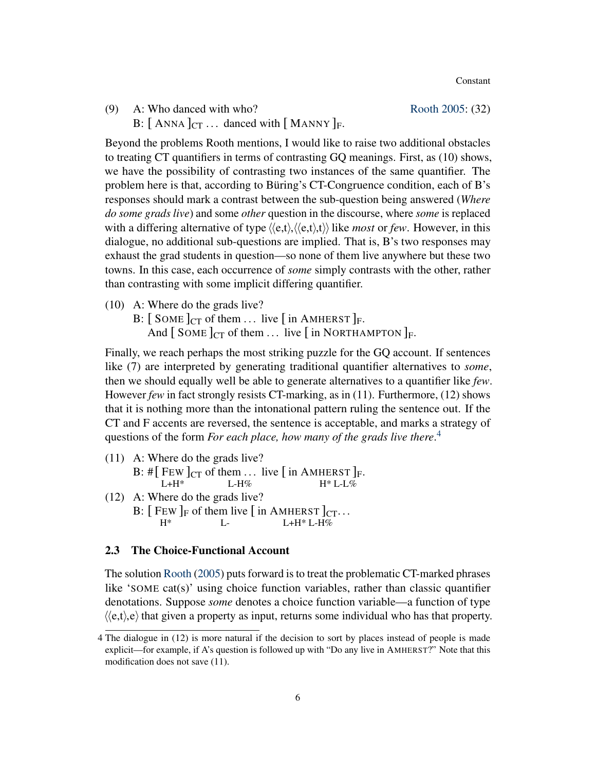(9) A: Who danced with who? Rooth 2005: (32)
B: [ ANNA ]$_{CT}$ … danced with [ MANNY ]$_{F}$.

Beyond the problems Rooth mentions, I would like to raise two additional obstacles to treating CT quantifiers in terms of contrasting GQ meanings. First, as (10) shows, we have the possibility of contrasting two instances of the same quantifier. The problem here is that, according to Büring's CT-Congruence condition, each of B's responses should mark a contrast between the sub-question being answered (*Where do some grads live*) and some *other* question in the discourse, where *some* is replaced with a differing alternative of type ⟨⟨e,t⟩,⟨⟨e,t⟩,t⟩⟩ like *most* or *few*. However, in this dialogue, no additional sub-questions are implied. That is, B's two responses may exhaust the grad students in question—so none of them live anywhere but these two towns. In this case, each occurrence of *some* simply contrasts with the other, rather than contrasting with some implicit differing quantifier.

(10) A: Where do the grads live?
B: [ SOME ]$_{CT}$ of them … live [ in AMHERST ]$_{F}$.
And [ SOME ]$_{CT}$ of them … live [ in NORTHAMPTON ]$_{F}$.

Finally, we reach perhaps the most striking puzzle for the GQ account. If sentences like (7) are interpreted by generating traditional quantifier alternatives to *some*, then we should equally well be able to generate alternatives to a quantifier like *few*. However *few* in fact strongly resists CT-marking, as in (11). Furthermore, (12) shows that it is nothing more than the intonational pattern ruling the sentence out. If the CT and F accents are reversed, the sentence is acceptable, and marks a strategy of questions of the form *For each place, how many of the grads live there*.[4]

(11) A: Where do the grads live?
B: #[ FEW ]$_{CT}$ of them … live [ in AMHERST ]$_{F}$.
(FEW: L+H*; them …: L-H%; AMHERST: H* L-L%)

(12) A: Where do the grads live?
B: [ FEW ]$_{F}$ of them live [ in AMHERST ]$_{CT}$…
(FEW: H*; them: L-; AMHERST: L+H* L-H%)

### 2.3 The Choice-Functional Account

The solution Rooth (2005) puts forward is to treat the problematic CT-marked phrases like 'SOME cat(s)' using choice function variables, rather than classic quantifier denotations. Suppose *some* denotes a choice function variable—a function of type ⟨⟨e,t⟩,e⟩ that given a property as input, returns some individual who has that property.

[4] The dialogue in (12) is more natural if the decision to sort by places instead of people is made explicit—for example, if A's question is followed up with "Do any live in AMHERST?" Note that this modification does not save (11).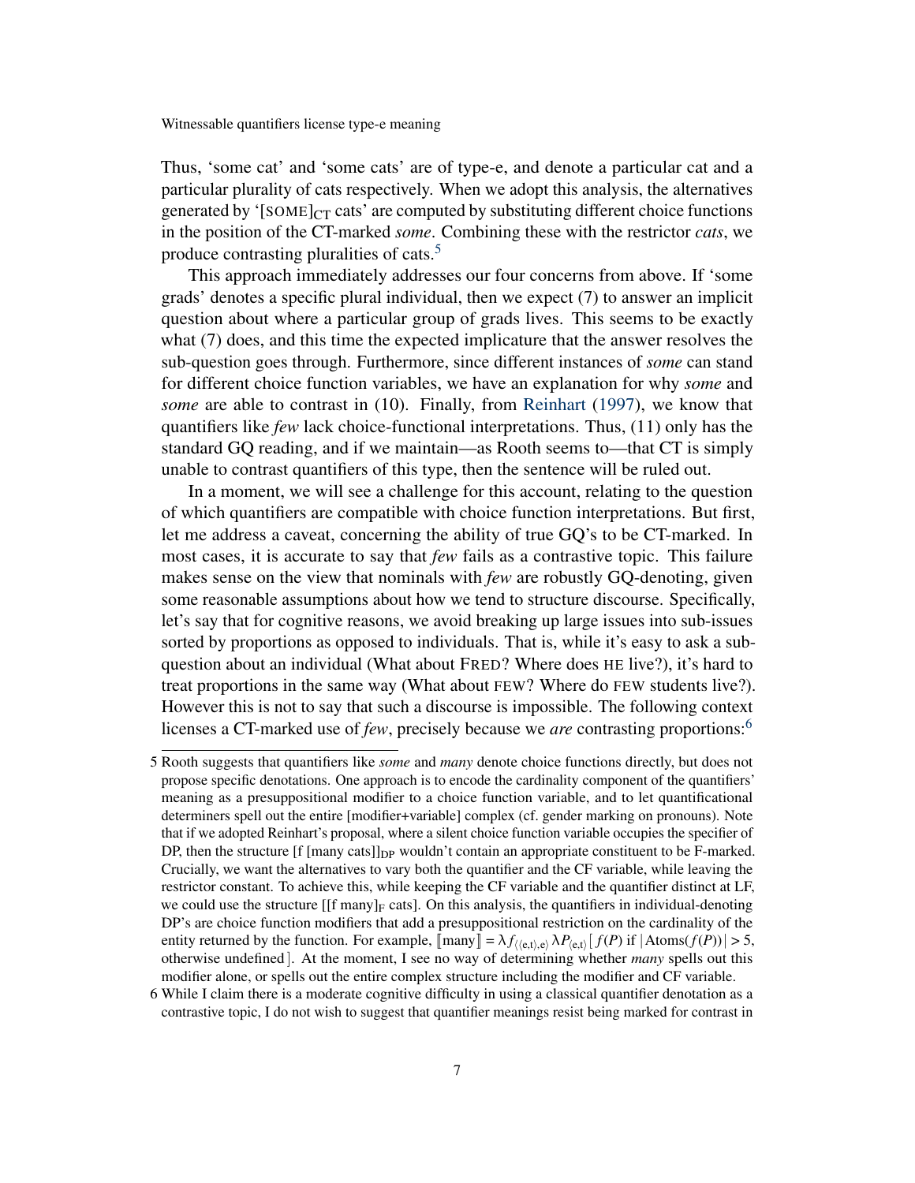Thus, 'some cat' and 'some cats' are of type-e, and denote a particular cat and a particular plurality of cats respectively. When we adopt this analysis, the alternatives generated by '[SOME]$_{CT}$ cats' are computed by substituting different choice functions in the position of the CT-marked *some*. Combining these with the restrictor *cats*, we produce contrasting pluralities of cats.[5]

This approach immediately addresses our four concerns from above. If 'some grads' denotes a specific plural individual, then we expect (7) to answer an implicit question about where a particular group of grads lives. This seems to be exactly what (7) does, and this time the expected implicature that the answer resolves the sub-question goes through. Furthermore, since different instances of *some* can stand for different choice function variables, we have an explanation for why *some* and *some* are able to contrast in (10). Finally, from Reinhart (1997), we know that quantifiers like *few* lack choice-functional interpretations. Thus, (11) only has the standard GQ reading, and if we maintain—as Rooth seems to—that CT is simply unable to contrast quantifiers of this type, then the sentence will be ruled out.

In a moment, we will see a challenge for this account, relating to the question of which quantifiers are compatible with choice function interpretations. But first, let me address a caveat, concerning the ability of true GQ's to be CT-marked. In most cases, it is accurate to say that *few* fails as a contrastive topic. This failure makes sense on the view that nominals with *few* are robustly GQ-denoting, given some reasonable assumptions about how we tend to structure discourse. Specifically, let's say that for cognitive reasons, we avoid breaking up large issues into sub-issues sorted by proportions as opposed to individuals. That is, while it's easy to ask a sub-question about an individual (What about FRED? Where does HE live?), it's hard to treat proportions in the same way (What about FEW? Where do FEW students live?). However this is not to say that such a discourse is impossible. The following context licenses a CT-marked use of *few*, precisely because we *are* contrasting proportions:[6]

---

5 Rooth suggests that quantifiers like *some* and *many* denote choice functions directly, but does not propose specific denotations. One approach is to encode the cardinality component of the quantifiers' meaning as a presuppositional modifier to a choice function variable, and to let quantificational determiners spell out the entire [modifier+variable] complex (cf. gender marking on pronouns). Note that if we adopted Reinhart's proposal, where a silent choice function variable occupies the specifier of DP, then the structure [f [many cats]]$_{DP}$ wouldn't contain an appropriate constituent to be F-marked. Crucially, we want the alternatives to vary both the quantifier and the CF variable, while leaving the restrictor constant. To achieve this, while keeping the CF variable and the quantifier distinct at LF, we could use the structure [[f many]$_F$ cats]. On this analysis, the quantifiers in individual-denoting DP's are choice function modifiers that add a presuppositional restriction on the cardinality of the entity returned by the function. For example, $[\![\text{many}]\!] = \lambda f_{\langle\langle e,t\rangle,e\rangle}\, \lambda P_{\langle e,t\rangle}\, [\, f(P) \text{ if } |\text{Atoms}(f(P))| > 5$, otherwise undefined$\,]$. At the moment, I see no way of determining whether *many* spells out this modifier alone, or spells out the entire complex structure including the modifier and CF variable.

6 While I claim there is a moderate cognitive difficulty in using a classical quantifier denotation as a contrastive topic, I do not wish to suggest that quantifier meanings resist being marked for contrast in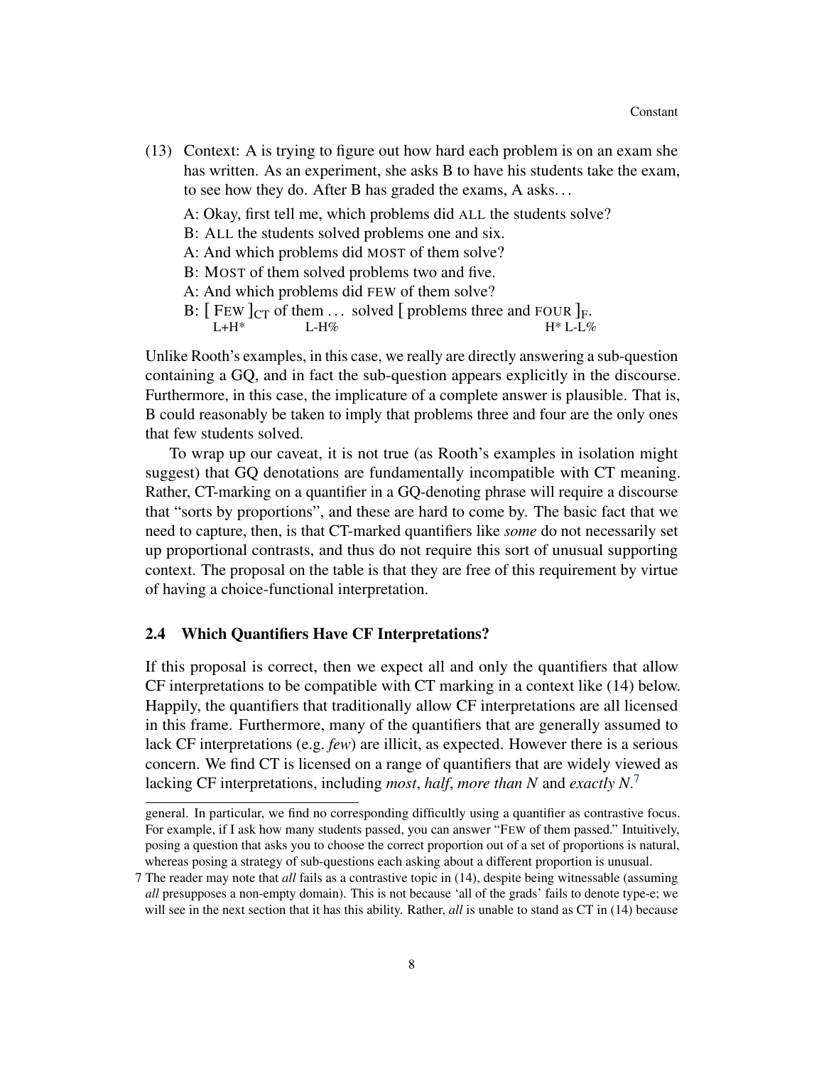(13) Context: A is trying to figure out how hard each problem is on an exam she has written. As an experiment, she asks B to have his students take the exam, to see how they do. After B has graded the exams, A asks...

A: Okay, first tell me, which problems did ALL the students solve?
B: ALL the students solved problems one and six.
A: And which problems did MOST of them solve?
B: MOST of them solved problems two and five.
A: And which problems did FEW of them solve?
B: [ FEW ]$_{CT}$ of them ... solved [ problems three and FOUR ]$_{F}$.
L+H* L-H% H* L-L%

Unlike Rooth's examples, in this case, we really are directly answering a sub-question containing a GQ, and in fact the sub-question appears explicitly in the discourse. Furthermore, in this case, the implicature of a complete answer is plausible. That is, B could reasonably be taken to imply that problems three and four are the only ones that few students solved.

To wrap up our caveat, it is not true (as Rooth's examples in isolation might suggest) that GQ denotations are fundamentally incompatible with CT meaning. Rather, CT-marking on a quantifier in a GQ-denoting phrase will require a discourse that "sorts by proportions", and these are hard to come by. The basic fact that we need to capture, then, is that CT-marked quantifiers like *some* do not necessarily set up proportional contrasts, and thus do not require this sort of unusual supporting context. The proposal on the table is that they are free of this requirement by virtue of having a choice-functional interpretation.

### 2.4 Which Quantifiers Have CF Interpretations?

If this proposal is correct, then we expect all and only the quantifiers that allow CF interpretations to be compatible with CT marking in a context like (14) below. Happily, the quantifiers that traditionally allow CF interpretations are all licensed in this frame. Furthermore, many of the quantifiers that are generally assumed to lack CF interpretations (e.g. *few*) are illicit, as expected. However there is a serious concern. We find CT is licensed on a range of quantifiers that are widely viewed as lacking CF interpretations, including *most*, *half*, *more than N* and *exactly N*.[7]

general. In particular, we find no corresponding difficultly using a quantifier as contrastive focus. For example, if I ask how many students passed, you can answer "FEW of them passed." Intuitively, posing a question that asks you to choose the correct proportion out of a set of proportions is natural, whereas posing a strategy of sub-questions each asking about a different proportion is unusual.

7 The reader may note that *all* fails as a contrastive topic in (14), despite being witnessable (assuming *all* presupposes a non-empty domain). This is not because 'all of the grads' fails to denote type-e; we will see in the next section that it has this ability. Rather, *all* is unable to stand as CT in (14) because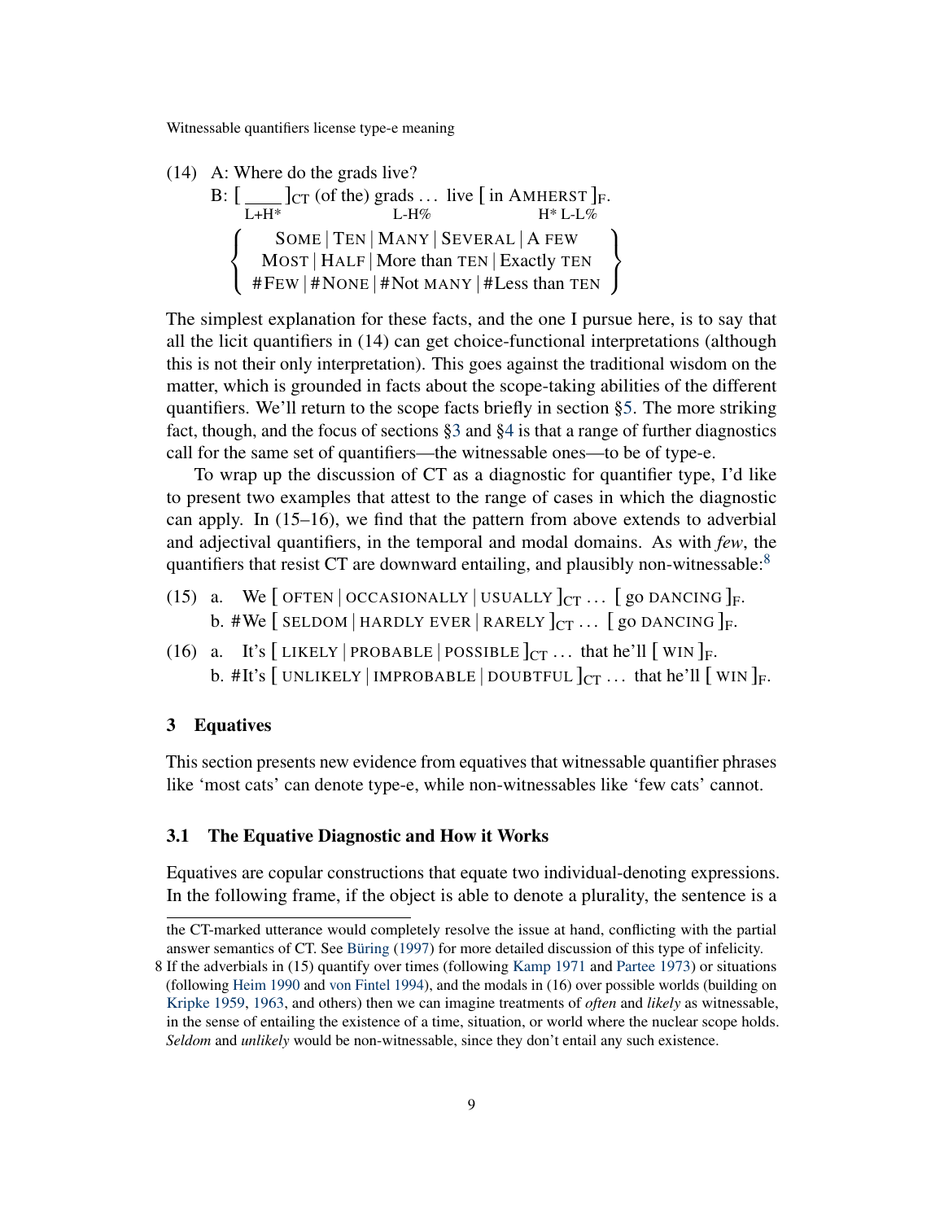(14) A: Where do the grads live?
B: [ ____ ]$_{\text{CT}}$ (of the) grads … live [ in AMHERST ]$_{\text{F}}$.
L+H* L-H% H* L-L%

{ SOME | TEN | MANY | SEVERAL | A FEW
MOST | HALF | More than TEN | Exactly TEN
#FEW | #NONE | #Not MANY | #Less than TEN }

The simplest explanation for these facts, and the one I pursue here, is to say that all the licit quantifiers in (14) can get choice-functional interpretations (although this is not their only interpretation). This goes against the traditional wisdom on the matter, which is grounded in facts about the scope-taking abilities of the different quantifiers. We'll return to the scope facts briefly in section §5. The more striking fact, though, and the focus of sections §3 and §4 is that a range of further diagnostics call for the same set of quantifiers—the witnessable ones—to be of type-e.

To wrap up the discussion of CT as a diagnostic for quantifier type, I'd like to present two examples that attest to the range of cases in which the diagnostic can apply. In (15–16), we find that the pattern from above extends to adverbial and adjectival quantifiers, in the temporal and modal domains. As with *few*, the quantifiers that resist CT are downward entailing, and plausibly non-witnessable:[8]

(15) a. We [ OFTEN | OCCASIONALLY | USUALLY ]$_{\text{CT}}$ … [ go DANCING ]$_{\text{F}}$.
b. #We [ SELDOM | HARDLY EVER | RARELY ]$_{\text{CT}}$ … [ go DANCING ]$_{\text{F}}$.

(16) a. It's [ LIKELY | PROBABLE | POSSIBLE ]$_{\text{CT}}$ … that he'll [ WIN ]$_{\text{F}}$.
b. #It's [ UNLIKELY | IMPROBABLE | DOUBTFUL ]$_{\text{CT}}$ … that he'll [ WIN ]$_{\text{F}}$.

## 3 Equatives

This section presents new evidence from equatives that witnessable quantifier phrases like 'most cats' can denote type-e, while non-witnessables like 'few cats' cannot.

### 3.1 The Equative Diagnostic and How it Works

Equatives are copular constructions that equate two individual-denoting expressions. In the following frame, if the object is able to denote a plurality, the sentence is a

---

the CT-marked utterance would completely resolve the issue at hand, conflicting with the partial answer semantics of CT. See Büring (1997) for more detailed discussion of this type of infelicity.

8 If the adverbials in (15) quantify over times (following Kamp 1971 and Partee 1973) or situations (following Heim 1990 and von Fintel 1994), and the modals in (16) over possible worlds (building on Kripke 1959, 1963, and others) then we can imagine treatments of *often* and *likely* as witnessable, in the sense of entailing the existence of a time, situation, or world where the nuclear scope holds. *Seldom* and *unlikely* would be non-witnessable, since they don't entail any such existence.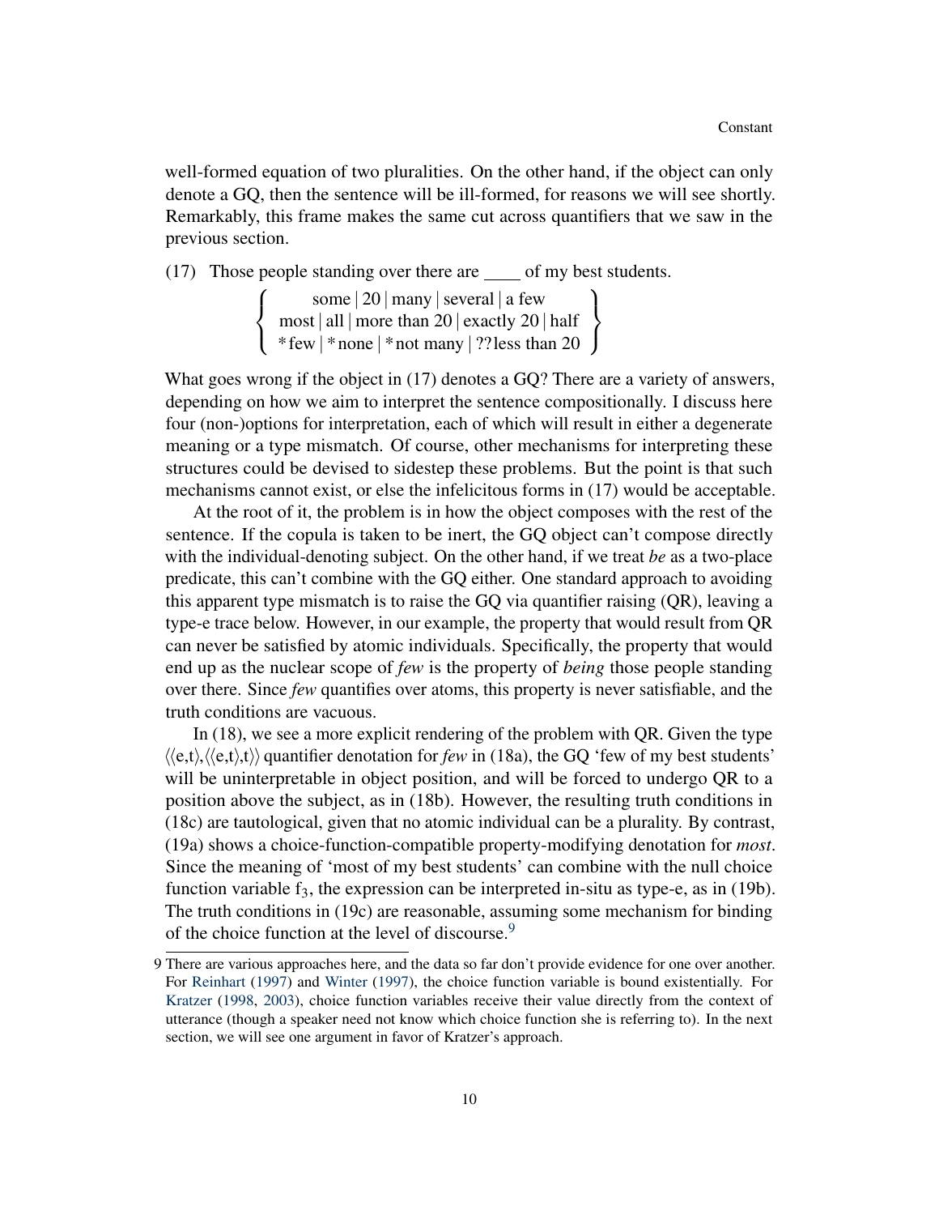well-formed equation of two pluralities. On the other hand, if the object can only denote a GQ, then the sentence will be ill-formed, for reasons we will see shortly. Remarkably, this frame makes the same cut across quantifiers that we saw in the previous section.

(17) Those people standing over there are ____ of my best students.

$$\left\{ \begin{array}{c} \text{some} \mid 20 \mid \text{many} \mid \text{several} \mid \text{a few} \\ \text{most} \mid \text{all} \mid \text{more than 20} \mid \text{exactly 20} \mid \text{half} \\ {*}\text{few} \mid {*}\text{none} \mid {*}\text{not many} \mid ??\text{less than 20} \end{array} \right\}$$

What goes wrong if the object in (17) denotes a GQ? There are a variety of answers, depending on how we aim to interpret the sentence compositionally. I discuss here four (non-)options for interpretation, each of which will result in either a degenerate meaning or a type mismatch. Of course, other mechanisms for interpreting these structures could be devised to sidestep these problems. But the point is that such mechanisms cannot exist, or else the infelicitous forms in (17) would be acceptable.

At the root of it, the problem is in how the object composes with the rest of the sentence. If the copula is taken to be inert, the GQ object can't compose directly with the individual-denoting subject. On the other hand, if we treat *be* as a two-place predicate, this can't combine with the GQ either. One standard approach to avoiding this apparent type mismatch is to raise the GQ via quantifier raising (QR), leaving a type-e trace below. However, in our example, the property that would result from QR can never be satisfied by atomic individuals. Specifically, the property that would end up as the nuclear scope of *few* is the property of *being* those people standing over there. Since *few* quantifies over atoms, this property is never satisfiable, and the truth conditions are vacuous.

In (18), we see a more explicit rendering of the problem with QR. Given the type $\langle\langle e,t\rangle,\langle\langle e,t\rangle,t\rangle\rangle$ quantifier denotation for *few* in (18a), the GQ 'few of my best students' will be uninterpretable in object position, and will be forced to undergo QR to a position above the subject, as in (18b). However, the resulting truth conditions in (18c) are tautological, given that no atomic individual can be a plurality. By contrast, (19a) shows a choice-function-compatible property-modifying denotation for *most*. Since the meaning of 'most of my best students' can combine with the null choice function variable $f_3$, the expression can be interpreted in-situ as type-e, as in (19b). The truth conditions in (19c) are reasonable, assuming some mechanism for binding of the choice function at the level of discourse.[9]

9 There are various approaches here, and the data so far don't provide evidence for one over another. For Reinhart (1997) and Winter (1997), the choice function variable is bound existentially. For Kratzer (1998, 2003), choice function variables receive their value directly from the context of utterance (though a speaker need not know which choice function she is referring to). In the next section, we will see one argument in favor of Kratzer's approach.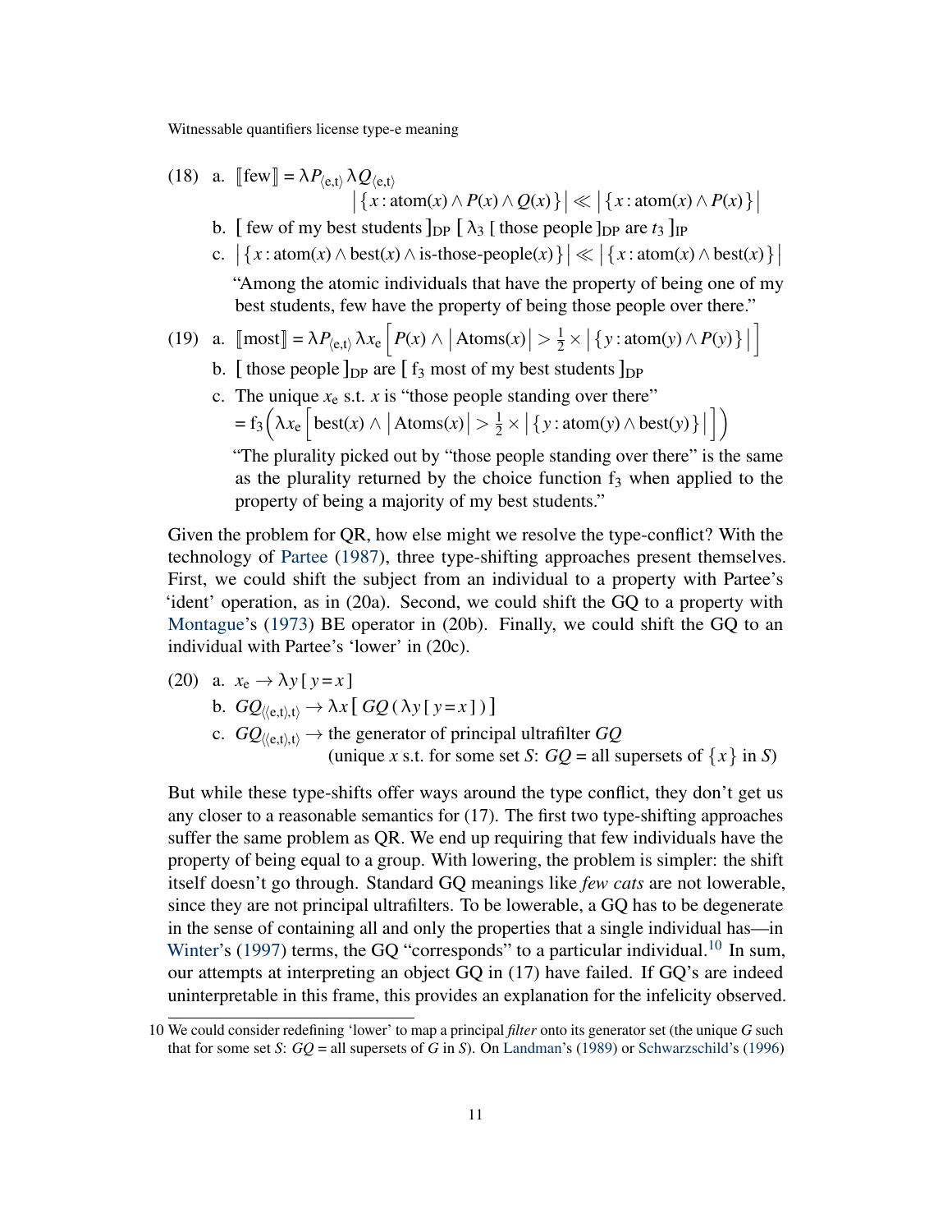(18) a. $[\![\text{few}]\!] = \lambda P_{\langle e,t\rangle}\, \lambda Q_{\langle e,t\rangle}$
$\big|\{x : \text{atom}(x) \wedge P(x) \wedge Q(x)\}\big| \ll \big|\{x : \text{atom}(x) \wedge P(x)\}\big|$

b. [ few of my best students ]$_{\text{DP}}$ [ $\lambda_3$ [ those people ]$_{\text{DP}}$ are $t_3$ ]$_{\text{IP}}$

c. $\big|\{x : \text{atom}(x) \wedge \text{best}(x) \wedge \text{is-those-people}(x)\}\big| \ll \big|\{x : \text{atom}(x) \wedge \text{best}(x)\}\big|$

"Among the atomic individuals that have the property of being one of my best students, few have the property of being those people over there."

(19) a. $[\![\text{most}]\!] = \lambda P_{\langle e,t\rangle}\, \lambda x_e \Big[ P(x) \wedge \big|\text{Atoms}(x)\big| > \frac{1}{2} \times \big|\{y : \text{atom}(y) \wedge P(y)\}\big| \Big]$

b. [ those people ]$_{\text{DP}}$ are [ $f_3$ most of my best students ]$_{\text{DP}}$

c. The unique $x_e$ s.t. $x$ is "those people standing over there"
$= f_3\Big(\lambda x_e \Big[\text{best}(x) \wedge \big|\text{Atoms}(x)\big| > \frac{1}{2} \times \big|\{y : \text{atom}(y) \wedge \text{best}(y)\}\big|\Big]\Big)$

"The plurality picked out by "those people standing over there" is the same as the plurality returned by the choice function $f_3$ when applied to the property of being a majority of my best students."

Given the problem for QR, how else might we resolve the type-conflict? With the technology of Partee (1987), three type-shifting approaches present themselves. First, we could shift the subject from an individual to a property with Partee's 'ident' operation, as in (20a). Second, we could shift the GQ to a property with Montague's (1973) BE operator in (20b). Finally, we could shift the GQ to an individual with Partee's 'lower' in (20c).

(20) a. $x_e \rightarrow \lambda y\, [\, y = x\, ]$

b. $GQ_{\langle\langle e,t\rangle,t\rangle} \rightarrow \lambda x\, [\, GQ\, (\lambda y\, [\, y = x\, ])\, ]$

c. $GQ_{\langle\langle e,t\rangle,t\rangle} \rightarrow$ the generator of principal ultrafilter $GQ$
(unique $x$ s.t. for some set $S$: $GQ$ = all supersets of $\{x\}$ in $S$)

But while these type-shifts offer ways around the type conflict, they don't get us any closer to a reasonable semantics for (17). The first two type-shifting approaches suffer the same problem as QR. We end up requiring that few individuals have the property of being equal to a group. With lowering, the problem is simpler: the shift itself doesn't go through. Standard GQ meanings like *few cats* are not lowerable, since they are not principal ultrafilters. To be lowerable, a GQ has to be degenerate in the sense of containing all and only the properties that a single individual has—in Winter's (1997) terms, the GQ "corresponds" to a particular individual.[10] In sum, our attempts at interpreting an object GQ in (17) have failed. If GQ's are indeed uninterpretable in this frame, this provides an explanation for the infelicity observed.

[10] We could consider redefining 'lower' to map a principal *filter* onto its generator set (the unique $G$ such that for some set $S$: $GQ$ = all supersets of $G$ in $S$). On Landman's (1989) or Schwarzschild's (1996)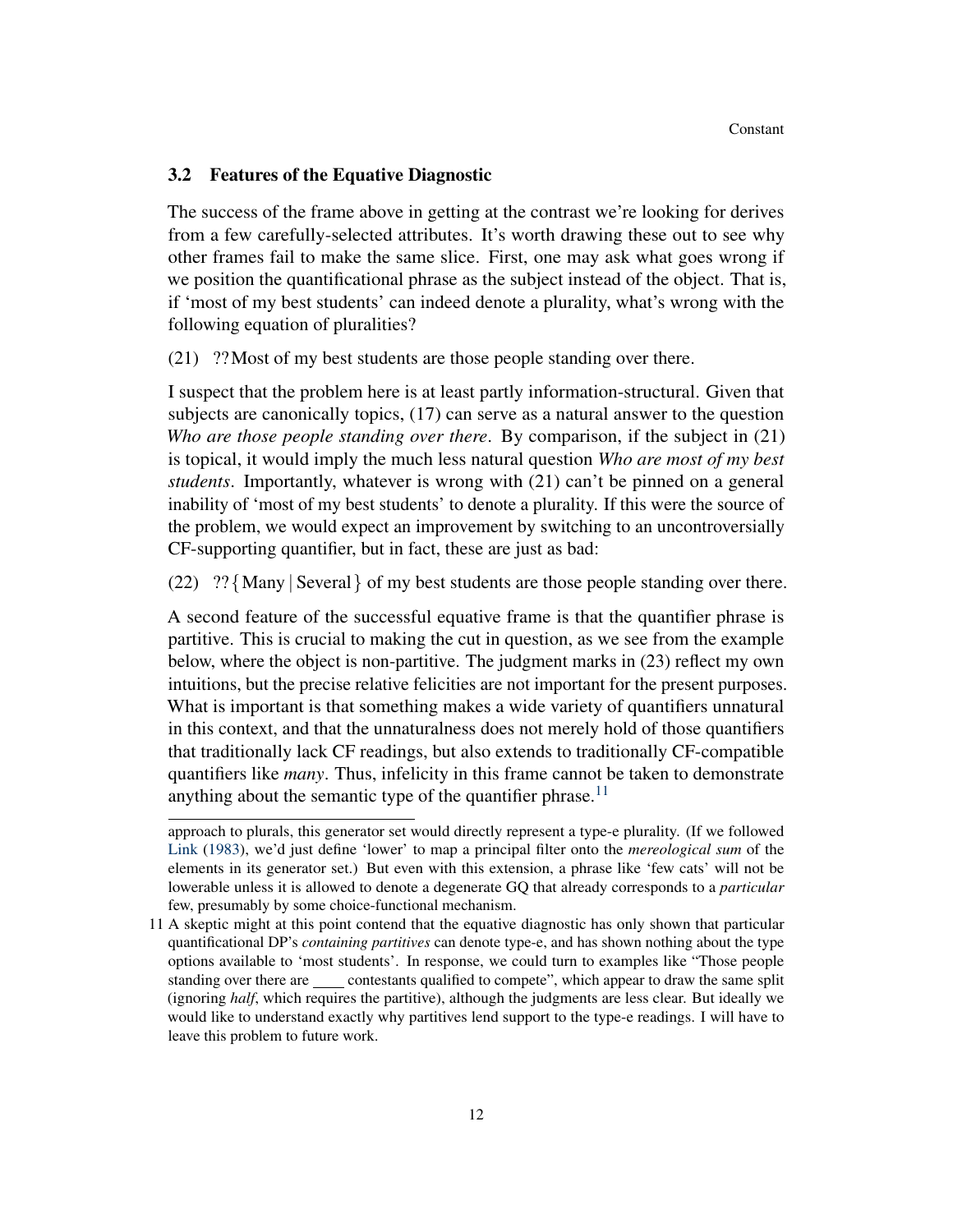### 3.2 Features of the Equative Diagnostic

The success of the frame above in getting at the contrast we're looking for derives from a few carefully-selected attributes. It's worth drawing these out to see why other frames fail to make the same slice. First, one may ask what goes wrong if we position the quantificational phrase as the subject instead of the object. That is, if 'most of my best students' can indeed denote a plurality, what's wrong with the following equation of pluralities?

(21) ??Most of my best students are those people standing over there.

I suspect that the problem here is at least partly information-structural. Given that subjects are canonically topics, (17) can serve as a natural answer to the question *Who are those people standing over there*. By comparison, if the subject in (21) is topical, it would imply the much less natural question *Who are most of my best students*. Importantly, whatever is wrong with (21) can't be pinned on a general inability of 'most of my best students' to denote a plurality. If this were the source of the problem, we would expect an improvement by switching to an uncontroversially CF-supporting quantifier, but in fact, these are just as bad:

(22) ??{Many | Several} of my best students are those people standing over there.

A second feature of the successful equative frame is that the quantifier phrase is partitive. This is crucial to making the cut in question, as we see from the example below, where the object is non-partitive. The judgment marks in (23) reflect my own intuitions, but the precise relative felicities are not important for the present purposes. What is important is that something makes a wide variety of quantifiers unnatural in this context, and that the unnaturalness does not merely hold of those quantifiers that traditionally lack CF readings, but also extends to traditionally CF-compatible quantifiers like *many*. Thus, infelicity in this frame cannot be taken to demonstrate anything about the semantic type of the quantifier phrase.[11]

---

approach to plurals, this generator set would directly represent a type-e plurality. (If we followed Link (1983), we'd just define 'lower' to map a principal filter onto the *mereological sum* of the elements in its generator set.) But even with this extension, a phrase like 'few cats' will not be lowerable unless it is allowed to denote a degenerate GQ that already corresponds to a *particular* few, presumably by some choice-functional mechanism.

11 A skeptic might at this point contend that the equative diagnostic has only shown that particular quantificational DP's *containing partitives* can denote type-e, and has shown nothing about the type options available to 'most students'. In response, we could turn to examples like "Those people standing over there are ____ contestants qualified to compete", which appear to draw the same split (ignoring *half*, which requires the partitive), although the judgments are less clear. But ideally we would like to understand exactly why partitives lend support to the type-e readings. I will have to leave this problem to future work.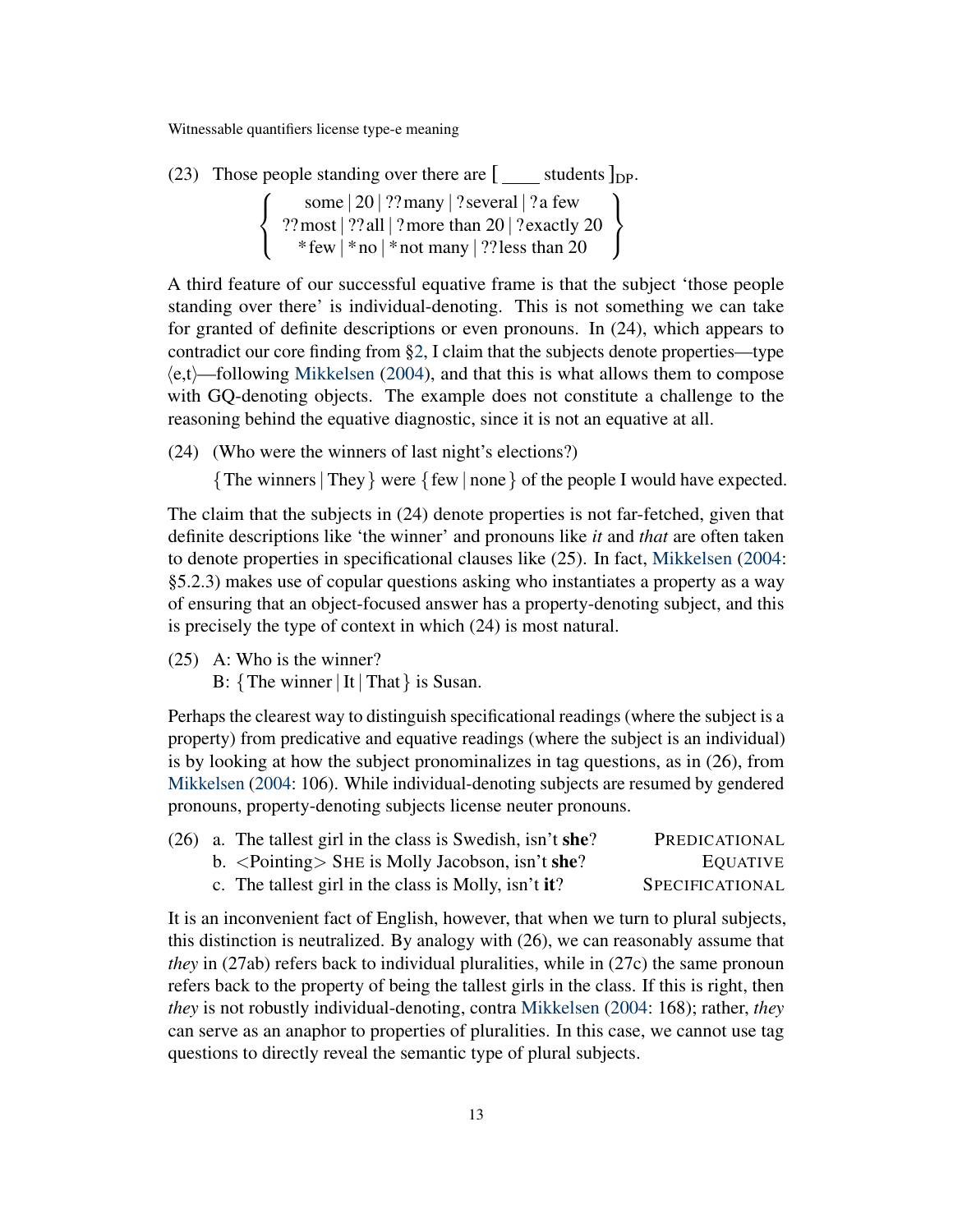(23) Those people standing over there are [ ____ students ]$_{\text{DP}}$.

$$\left\{\begin{array}{c} \text{some} \mid 20 \mid ??\text{many} \mid ?\text{several} \mid ?\text{a few} \\ ??\text{most} \mid ??\text{all} \mid ?\text{more than 20} \mid ?\text{exactly 20} \\ *\text{few} \mid *\text{no} \mid *\text{not many} \mid ??\text{less than 20} \end{array}\right\}$$

A third feature of our successful equative frame is that the subject 'those people standing over there' is individual-denoting. This is not something we can take for granted of definite descriptions or even pronouns. In (24), which appears to contradict our core finding from §2, I claim that the subjects denote properties—type ⟨e,t⟩—following Mikkelsen (2004), and that this is what allows them to compose with GQ-denoting objects. The example does not constitute a challenge to the reasoning behind the equative diagnostic, since it is not an equative at all.

(24) (Who were the winners of last night's elections?)

{ The winners | They } were { few | none } of the people I would have expected.

The claim that the subjects in (24) denote properties is not far-fetched, given that definite descriptions like 'the winner' and pronouns like *it* and *that* are often taken to denote properties in specificational clauses like (25). In fact, Mikkelsen (2004: §5.2.3) makes use of copular questions asking who instantiates a property as a way of ensuring that an object-focused answer has a property-denoting subject, and this is precisely the type of context in which (24) is most natural.

(25) A: Who is the winner?
B: { The winner | It | That } is Susan.

Perhaps the clearest way to distinguish specificational readings (where the subject is a property) from predicative and equative readings (where the subject is an individual) is by looking at how the subject pronominalizes in tag questions, as in (26), from Mikkelsen (2004: 106). While individual-denoting subjects are resumed by gendered pronouns, property-denoting subjects license neuter pronouns.

(26) a. The tallest girl in the class is Swedish, isn't **she**? — PREDICATIONAL
b. <Pointing> SHE is Molly Jacobson, isn't **she**? — EQUATIVE
c. The tallest girl in the class is Molly, isn't **it**? — SPECIFICATIONAL

It is an inconvenient fact of English, however, that when we turn to plural subjects, this distinction is neutralized. By analogy with (26), we can reasonably assume that *they* in (27ab) refers back to individual pluralities, while in (27c) the same pronoun refers back to the property of being the tallest girls in the class. If this is right, then *they* is not robustly individual-denoting, contra Mikkelsen (2004: 168); rather, *they* can serve as an anaphor to properties of pluralities. In this case, we cannot use tag questions to directly reveal the semantic type of plural subjects.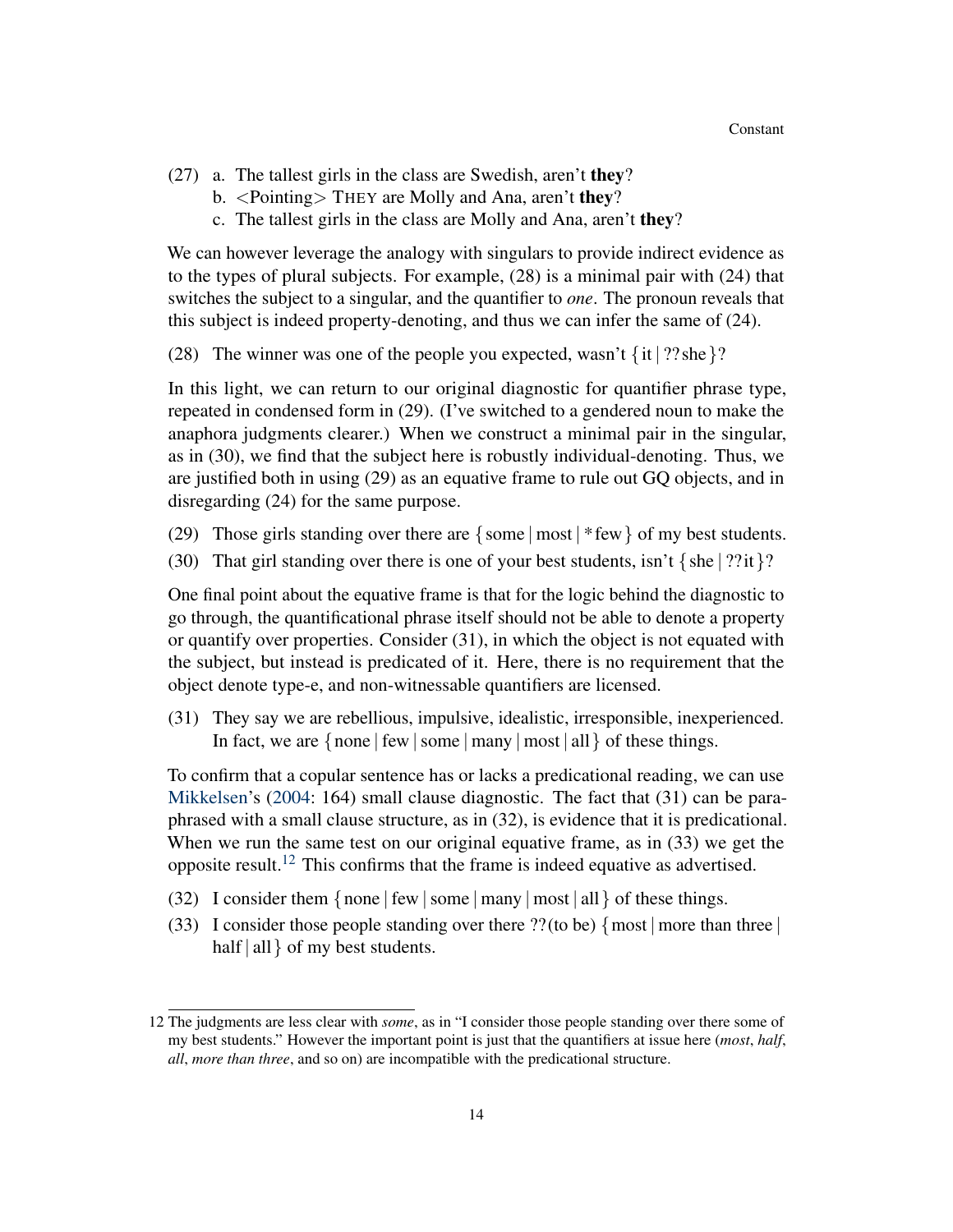(27) a. The tallest girls in the class are Swedish, aren't **they**?
     b. <Pointing> THEY are Molly and Ana, aren't **they**?
     c. The tallest girls in the class are Molly and Ana, aren't **they**?

We can however leverage the analogy with singulars to provide indirect evidence as to the types of plural subjects. For example, (28) is a minimal pair with (24) that switches the subject to a singular, and the quantifier to *one*. The pronoun reveals that this subject is indeed property-denoting, and thus we can infer the same of (24).

(28) The winner was one of the people you expected, wasn't { it | ??she }?

In this light, we can return to our original diagnostic for quantifier phrase type, repeated in condensed form in (29). (I've switched to a gendered noun to make the anaphora judgments clearer.) When we construct a minimal pair in the singular, as in (30), we find that the subject here is robustly individual-denoting. Thus, we are justified both in using (29) as an equative frame to rule out GQ objects, and in disregarding (24) for the same purpose.

(29) Those girls standing over there are { some | most | *few } of my best students.

(30) That girl standing over there is one of your best students, isn't { she | ??it }?

One final point about the equative frame is that for the logic behind the diagnostic to go through, the quantificational phrase itself should not be able to denote a property or quantify over properties. Consider (31), in which the object is not equated with the subject, but instead is predicated of it. Here, there is no requirement that the object denote type-e, and non-witnessable quantifiers are licensed.

(31) They say we are rebellious, impulsive, idealistic, irresponsible, inexperienced. In fact, we are { none | few | some | many | most | all } of these things.

To confirm that a copular sentence has or lacks a predicational reading, we can use Mikkelsen's (2004: 164) small clause diagnostic. The fact that (31) can be paraphrased with a small clause structure, as in (32), is evidence that it is predicational. When we run the same test on our original equative frame, as in (33) we get the opposite result.[12] This confirms that the frame is indeed equative as advertised.

(32) I consider them { none | few | some | many | most | all } of these things.

(33) I consider those people standing over there ??(to be) { most | more than three | half | all } of my best students.

---

[12] The judgments are less clear with *some*, as in "I consider those people standing over there some of my best students." However the important point is just that the quantifiers at issue here (*most*, *half*, *all*, *more than three*, and so on) are incompatible with the predicational structure.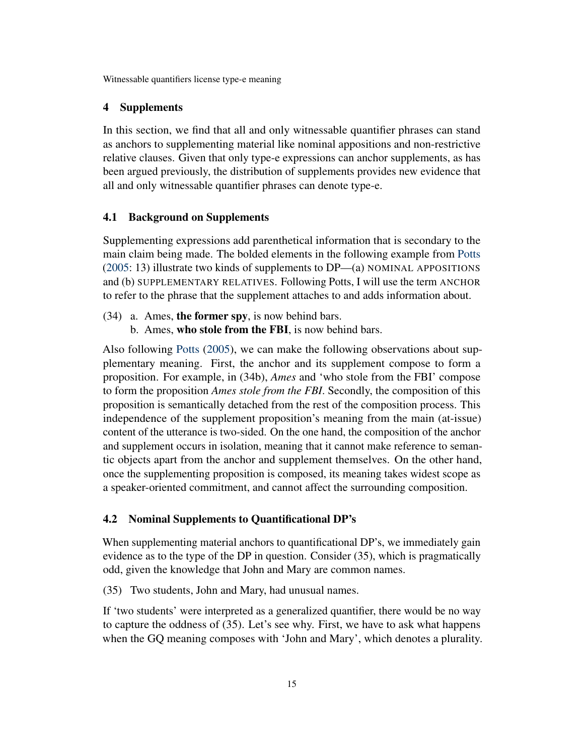## 4 Supplements

In this section, we find that all and only witnessable quantifier phrases can stand as anchors to supplementing material like nominal appositions and non-restrictive relative clauses. Given that only type-e expressions can anchor supplements, as has been argued previously, the distribution of supplements provides new evidence that all and only witnessable quantifier phrases can denote type-e.

### 4.1 Background on Supplements

Supplementing expressions add parenthetical information that is secondary to the main claim being made. The bolded elements in the following example from Potts (2005: 13) illustrate two kinds of supplements to DP—(a) NOMINAL APPOSITIONS and (b) SUPPLEMENTARY RELATIVES. Following Potts, I will use the term ANCHOR to refer to the phrase that the supplement attaches to and adds information about.

(34) a. Ames, **the former spy**, is now behind bars.
 b. Ames, **who stole from the FBI**, is now behind bars.

Also following Potts (2005), we can make the following observations about supplementary meaning. First, the anchor and its supplement compose to form a proposition. For example, in (34b), *Ames* and 'who stole from the FBI' compose to form the proposition *Ames stole from the FBI*. Secondly, the composition of this proposition is semantically detached from the rest of the composition process. This independence of the supplement proposition's meaning from the main (at-issue) content of the utterance is two-sided. On the one hand, the composition of the anchor and supplement occurs in isolation, meaning that it cannot make reference to semantic objects apart from the anchor and supplement themselves. On the other hand, once the supplementing proposition is composed, its meaning takes widest scope as a speaker-oriented commitment, and cannot affect the surrounding composition.

### 4.2 Nominal Supplements to Quantificational DP's

When supplementing material anchors to quantificational DP's, we immediately gain evidence as to the type of the DP in question. Consider (35), which is pragmatically odd, given the knowledge that John and Mary are common names.

(35) Two students, John and Mary, had unusual names.

If 'two students' were interpreted as a generalized quantifier, there would be no way to capture the oddness of (35). Let's see why. First, we have to ask what happens when the GQ meaning composes with 'John and Mary', which denotes a plurality.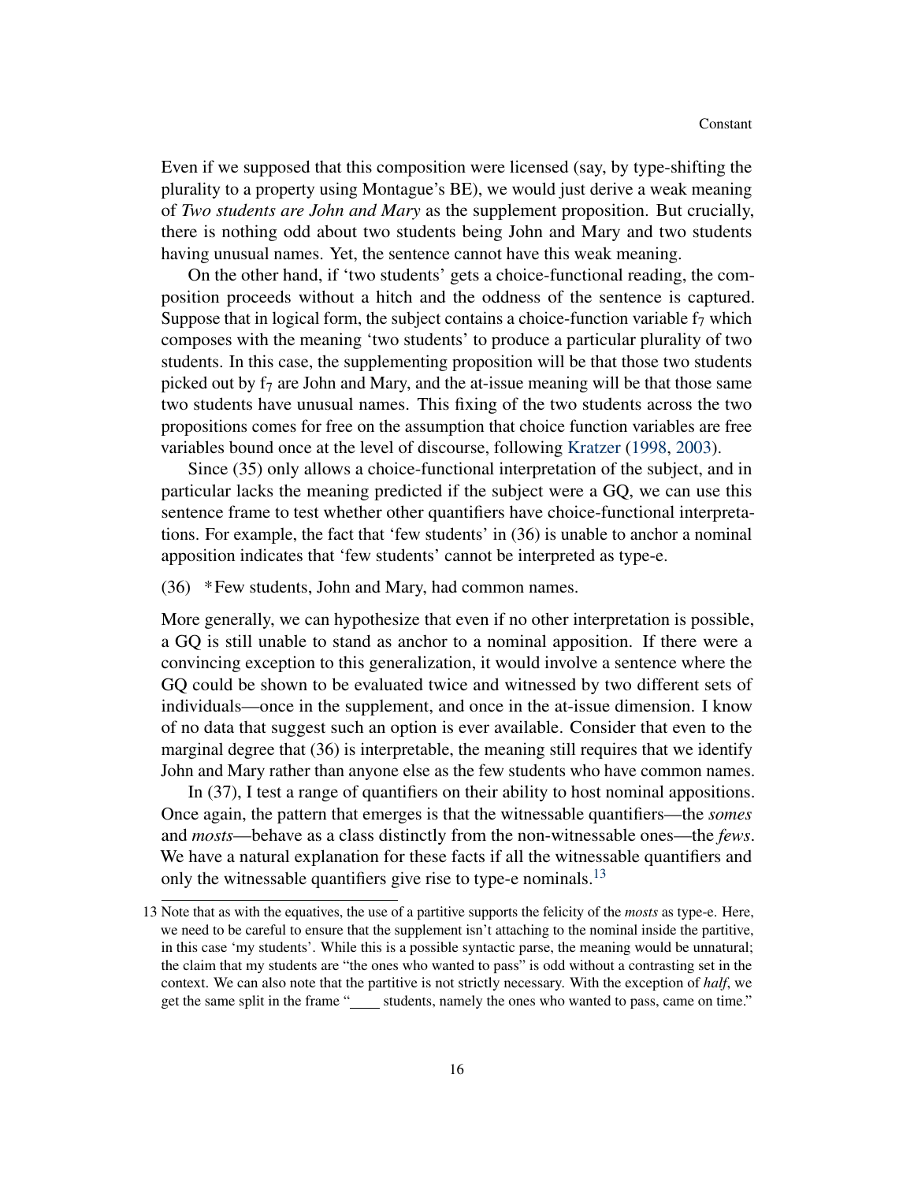Even if we supposed that this composition were licensed (say, by type-shifting the plurality to a property using Montague's BE), we would just derive a weak meaning of *Two students are John and Mary* as the supplement proposition. But crucially, there is nothing odd about two students being John and Mary and two students having unusual names. Yet, the sentence cannot have this weak meaning.

On the other hand, if 'two students' gets a choice-functional reading, the composition proceeds without a hitch and the oddness of the sentence is captured. Suppose that in logical form, the subject contains a choice-function variable $f_7$ which composes with the meaning 'two students' to produce a particular plurality of two students. In this case, the supplementing proposition will be that those two students picked out by $f_7$ are John and Mary, and the at-issue meaning will be that those same two students have unusual names. This fixing of the two students across the two propositions comes for free on the assumption that choice function variables are free variables bound once at the level of discourse, following Kratzer (1998, 2003).

Since (35) only allows a choice-functional interpretation of the subject, and in particular lacks the meaning predicted if the subject were a GQ, we can use this sentence frame to test whether other quantifiers have choice-functional interpretations. For example, the fact that 'few students' in (36) is unable to anchor a nominal apposition indicates that 'few students' cannot be interpreted as type-e.

(36) *Few students, John and Mary, had common names.

More generally, we can hypothesize that even if no other interpretation is possible, a GQ is still unable to stand as anchor to a nominal apposition. If there were a convincing exception to this generalization, it would involve a sentence where the GQ could be shown to be evaluated twice and witnessed by two different sets of individuals—once in the supplement, and once in the at-issue dimension. I know of no data that suggest such an option is ever available. Consider that even to the marginal degree that (36) is interpretable, the meaning still requires that we identify John and Mary rather than anyone else as the few students who have common names.

In (37), I test a range of quantifiers on their ability to host nominal appositions. Once again, the pattern that emerges is that the witnessable quantifiers—the *somes* and *mosts*—behave as a class distinctly from the non-witnessable ones—the *fews*. We have a natural explanation for these facts if all the witnessable quantifiers and only the witnessable quantifiers give rise to type-e nominals.[13]

---

13 Note that as with the equatives, the use of a partitive supports the felicity of the *mosts* as type-e. Here, we need to be careful to ensure that the supplement isn't attaching to the nominal inside the partitive, in this case 'my students'. While this is a possible syntactic parse, the meaning would be unnatural; the claim that my students are "the ones who wanted to pass" is odd without a contrasting set in the context. We can also note that the partitive is not strictly necessary. With the exception of *half*, we get the same split in the frame "____ students, namely the ones who wanted to pass, came on time."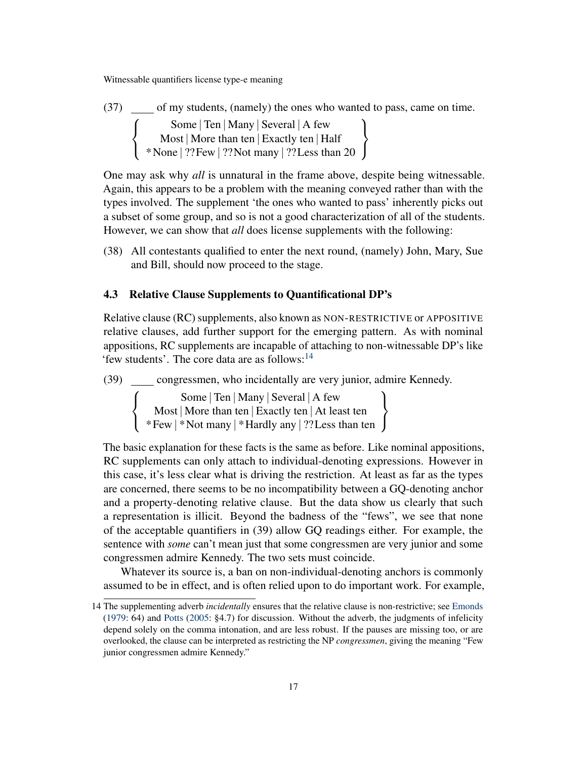(37) ____ of my students, (namely) the ones who wanted to pass, came on time.

{ Some | Ten | Many | Several | A few
Most | More than ten | Exactly ten | Half
*None | ??Few | ??Not many | ??Less than 20 }

One may ask why *all* is unnatural in the frame above, despite being witnessable. Again, this appears to be a problem with the meaning conveyed rather than with the types involved. The supplement 'the ones who wanted to pass' inherently picks out a subset of some group, and so is not a good characterization of all of the students. However, we can show that *all* does license supplements with the following:

(38) All contestants qualified to enter the next round, (namely) John, Mary, Sue and Bill, should now proceed to the stage.

### 4.3 Relative Clause Supplements to Quantificational DP's

Relative clause (RC) supplements, also known as NON-RESTRICTIVE or APPOSITIVE relative clauses, add further support for the emerging pattern. As with nominal appositions, RC supplements are incapable of attaching to non-witnessable DP's like 'few students'. The core data are as follows:[14]

(39) ____ congressmen, who incidentally are very junior, admire Kennedy.

{ Some | Ten | Many | Several | A few
Most | More than ten | Exactly ten | At least ten
*Few | *Not many | *Hardly any | ??Less than ten }

The basic explanation for these facts is the same as before. Like nominal appositions, RC supplements can only attach to individual-denoting expressions. However in this case, it's less clear what is driving the restriction. At least as far as the types are concerned, there seems to be no incompatibility between a GQ-denoting anchor and a property-denoting relative clause. But the data show us clearly that such a representation is illicit. Beyond the badness of the "fews", we see that none of the acceptable quantifiers in (39) allow GQ readings either. For example, the sentence with *some* can't mean just that some congressmen are very junior and some congressmen admire Kennedy. The two sets must coincide.

Whatever its source is, a ban on non-individual-denoting anchors is commonly assumed to be in effect, and is often relied upon to do important work. For example,

---

14 The supplementing adverb *incidentally* ensures that the relative clause is non-restrictive; see Emonds (1979: 64) and Potts (2005: §4.7) for discussion. Without the adverb, the judgments of infelicity depend solely on the comma intonation, and are less robust. If the pauses are missing too, or are overlooked, the clause can be interpreted as restricting the NP *congressmen*, giving the meaning "Few junior congressmen admire Kennedy."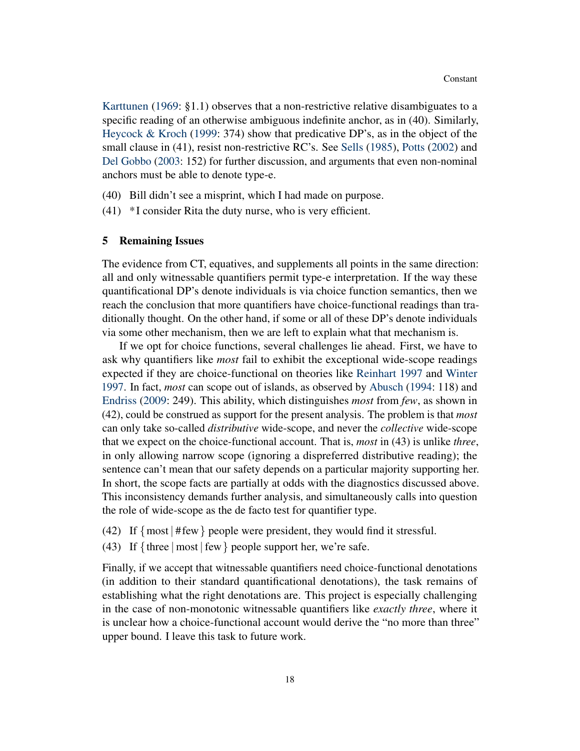Karttunen (1969: §1.1) observes that a non-restrictive relative disambiguates to a specific reading of an otherwise ambiguous indefinite anchor, as in (40). Similarly, Heycock & Kroch (1999: 374) show that predicative DP's, as in the object of the small clause in (41), resist non-restrictive RC's. See Sells (1985), Potts (2002) and Del Gobbo (2003: 152) for further discussion, and arguments that even non-nominal anchors must be able to denote type-e.

(40) Bill didn't see a misprint, which I had made on purpose.

(41) *I consider Rita the duty nurse, who is very efficient.

## 5 Remaining Issues

The evidence from CT, equatives, and supplements all points in the same direction: all and only witnessable quantifiers permit type-e interpretation. If the way these quantificational DP's denote individuals is via choice function semantics, then we reach the conclusion that more quantifiers have choice-functional readings than traditionally thought. On the other hand, if some or all of these DP's denote individuals via some other mechanism, then we are left to explain what that mechanism is.

If we opt for choice functions, several challenges lie ahead. First, we have to ask why quantifiers like *most* fail to exhibit the exceptional wide-scope readings expected if they are choice-functional on theories like Reinhart 1997 and Winter 1997. In fact, *most* can scope out of islands, as observed by Abusch (1994: 118) and Endriss (2009: 249). This ability, which distinguishes *most* from *few*, as shown in (42), could be construed as support for the present analysis. The problem is that *most* can only take so-called *distributive* wide-scope, and never the *collective* wide-scope that we expect on the choice-functional account. That is, *most* in (43) is unlike *three*, in only allowing narrow scope (ignoring a dispreferred distributive reading); the sentence can't mean that our safety depends on a particular majority supporting her. In short, the scope facts are partially at odds with the diagnostics discussed above. This inconsistency demands further analysis, and simultaneously calls into question the role of wide-scope as the de facto test for quantifier type.

(42) If { most | #few } people were president, they would find it stressful.

(43) If { three | most | few } people support her, we're safe.

Finally, if we accept that witnessable quantifiers need choice-functional denotations (in addition to their standard quantificational denotations), the task remains of establishing what the right denotations are. This project is especially challenging in the case of non-monotonic witnessable quantifiers like *exactly three*, where it is unclear how a choice-functional account would derive the "no more than three" upper bound. I leave this task to future work.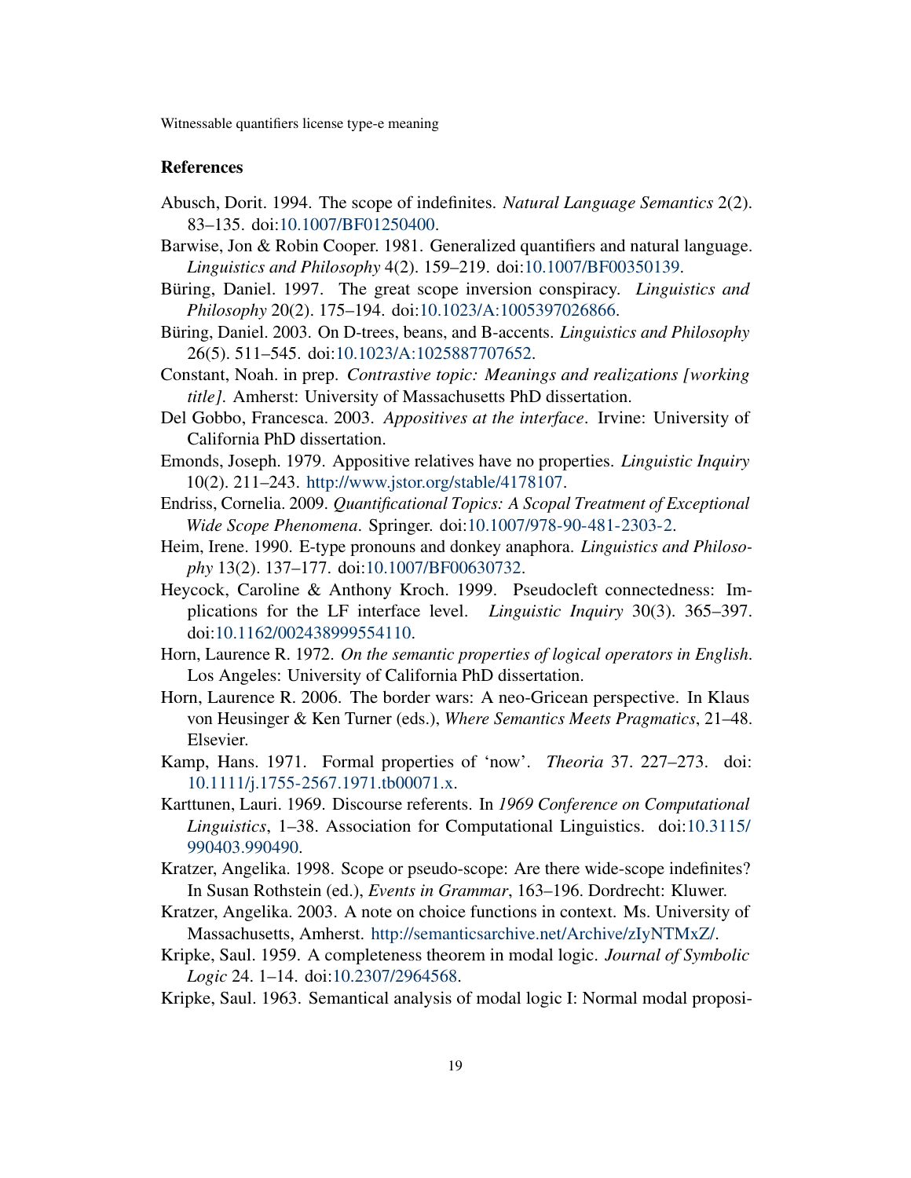## References

Abusch, Dorit. 1994. The scope of indefinites. *Natural Language Semantics* 2(2). 83–135. doi:10.1007/BF01250400.

Barwise, Jon & Robin Cooper. 1981. Generalized quantifiers and natural language. *Linguistics and Philosophy* 4(2). 159–219. doi:10.1007/BF00350139.

Büring, Daniel. 1997. The great scope inversion conspiracy. *Linguistics and Philosophy* 20(2). 175–194. doi:10.1023/A:1005397026866.

Büring, Daniel. 2003. On D-trees, beans, and B-accents. *Linguistics and Philosophy* 26(5). 511–545. doi:10.1023/A:1025887707652.

Constant, Noah. in prep. *Contrastive topic: Meanings and realizations [working title]*. Amherst: University of Massachusetts PhD dissertation.

Del Gobbo, Francesca. 2003. *Appositives at the interface*. Irvine: University of California PhD dissertation.

Emonds, Joseph. 1979. Appositive relatives have no properties. *Linguistic Inquiry* 10(2). 211–243. http://www.jstor.org/stable/4178107.

Endriss, Cornelia. 2009. *Quantificational Topics: A Scopal Treatment of Exceptional Wide Scope Phenomena*. Springer. doi:10.1007/978-90-481-2303-2.

Heim, Irene. 1990. E-type pronouns and donkey anaphora. *Linguistics and Philosophy* 13(2). 137–177. doi:10.1007/BF00630732.

Heycock, Caroline & Anthony Kroch. 1999. Pseudocleft connectedness: Implications for the LF interface level. *Linguistic Inquiry* 30(3). 365–397. doi:10.1162/002438999554110.

Horn, Laurence R. 1972. *On the semantic properties of logical operators in English*. Los Angeles: University of California PhD dissertation.

Horn, Laurence R. 2006. The border wars: A neo-Gricean perspective. In Klaus von Heusinger & Ken Turner (eds.), *Where Semantics Meets Pragmatics*, 21–48. Elsevier.

Kamp, Hans. 1971. Formal properties of 'now'. *Theoria* 37. 227–273. doi:10.1111/j.1755-2567.1971.tb00071.x.

Karttunen, Lauri. 1969. Discourse referents. In *1969 Conference on Computational Linguistics*, 1–38. Association for Computational Linguistics. doi:10.3115/990403.990490.

Kratzer, Angelika. 1998. Scope or pseudo-scope: Are there wide-scope indefinites? In Susan Rothstein (ed.), *Events in Grammar*, 163–196. Dordrecht: Kluwer.

Kratzer, Angelika. 2003. A note on choice functions in context. Ms. University of Massachusetts, Amherst. http://semanticsarchive.net/Archive/zIyNTMxZ/.

Kripke, Saul. 1959. A completeness theorem in modal logic. *Journal of Symbolic Logic* 24. 1–14. doi:10.2307/2964568.

Kripke, Saul. 1963. Semantical analysis of modal logic I: Normal modal proposi-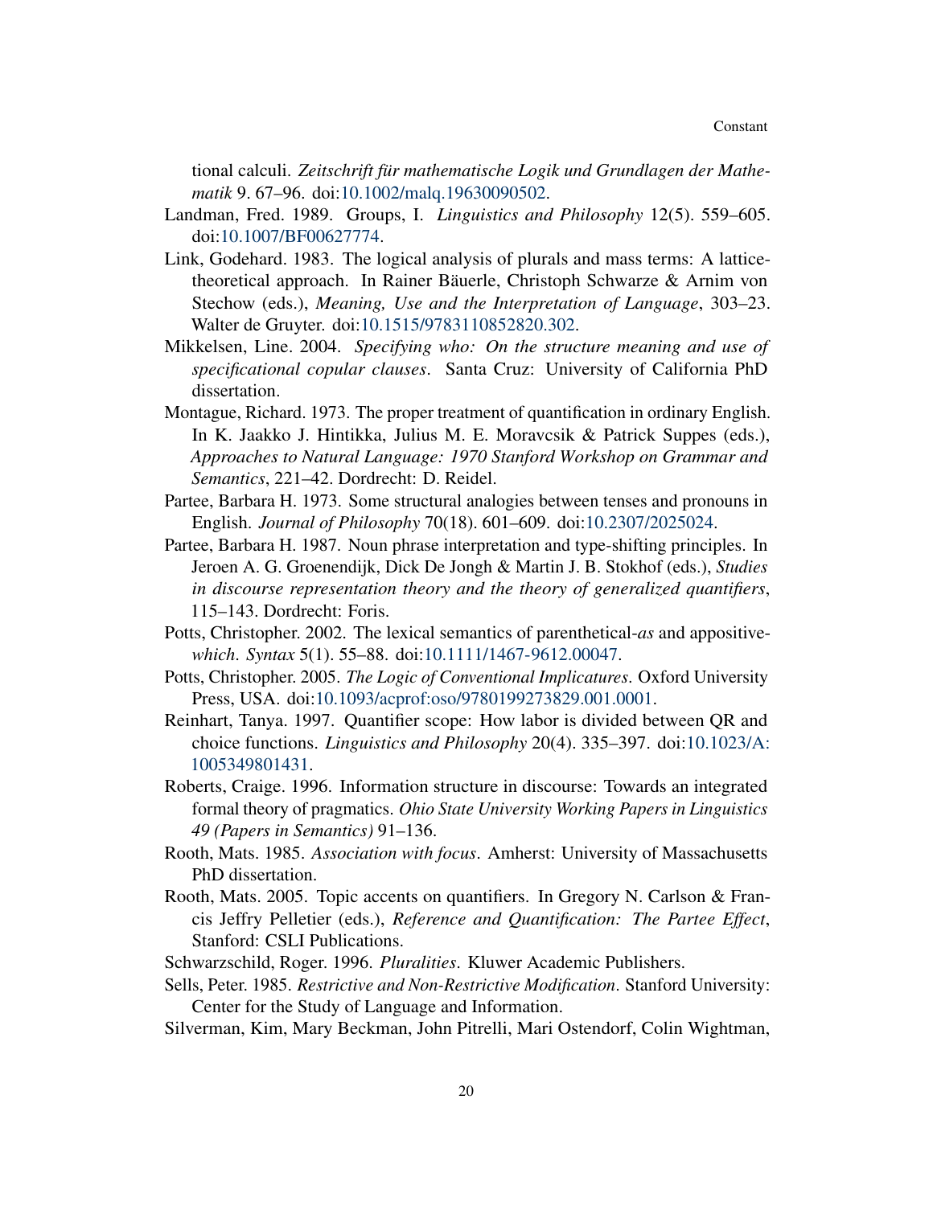tional calculi. *Zeitschrift für mathematische Logik und Grundlagen der Mathematik* 9. 67–96. doi:10.1002/malq.19630090502.

Landman, Fred. 1989. Groups, I. *Linguistics and Philosophy* 12(5). 559–605. doi:10.1007/BF00627774.

Link, Godehard. 1983. The logical analysis of plurals and mass terms: A lattice-theoretical approach. In Rainer Bäuerle, Christoph Schwarze & Arnim von Stechow (eds.), *Meaning, Use and the Interpretation of Language*, 303–23. Walter de Gruyter. doi:10.1515/9783110852820.302.

Mikkelsen, Line. 2004. *Specifying who: On the structure meaning and use of specificational copular clauses*. Santa Cruz: University of California PhD dissertation.

Montague, Richard. 1973. The proper treatment of quantification in ordinary English. In K. Jaakko J. Hintikka, Julius M. E. Moravcsik & Patrick Suppes (eds.), *Approaches to Natural Language: 1970 Stanford Workshop on Grammar and Semantics*, 221–42. Dordrecht: D. Reidel.

Partee, Barbara H. 1973. Some structural analogies between tenses and pronouns in English. *Journal of Philosophy* 70(18). 601–609. doi:10.2307/2025024.

Partee, Barbara H. 1987. Noun phrase interpretation and type-shifting principles. In Jeroen A. G. Groenendijk, Dick De Jongh & Martin J. B. Stokhof (eds.), *Studies in discourse representation theory and the theory of generalized quantifiers*, 115–143. Dordrecht: Foris.

Potts, Christopher. 2002. The lexical semantics of parenthetical-*as* and appositive-*which*. *Syntax* 5(1). 55–88. doi:10.1111/1467-9612.00047.

Potts, Christopher. 2005. *The Logic of Conventional Implicatures*. Oxford University Press, USA. doi:10.1093/acprof:oso/9780199273829.001.0001.

Reinhart, Tanya. 1997. Quantifier scope: How labor is divided between QR and choice functions. *Linguistics and Philosophy* 20(4). 335–397. doi:10.1023/A:1005349801431.

Roberts, Craige. 1996. Information structure in discourse: Towards an integrated formal theory of pragmatics. *Ohio State University Working Papers in Linguistics 49 (Papers in Semantics)* 91–136.

Rooth, Mats. 1985. *Association with focus*. Amherst: University of Massachusetts PhD dissertation.

Rooth, Mats. 2005. Topic accents on quantifiers. In Gregory N. Carlson & Francis Jeffry Pelletier (eds.), *Reference and Quantification: The Partee Effect*, Stanford: CSLI Publications.

Schwarzschild, Roger. 1996. *Pluralities*. Kluwer Academic Publishers.

Sells, Peter. 1985. *Restrictive and Non-Restrictive Modification*. Stanford University: Center for the Study of Language and Information.

Silverman, Kim, Mary Beckman, John Pitrelli, Mari Ostendorf, Colin Wightman,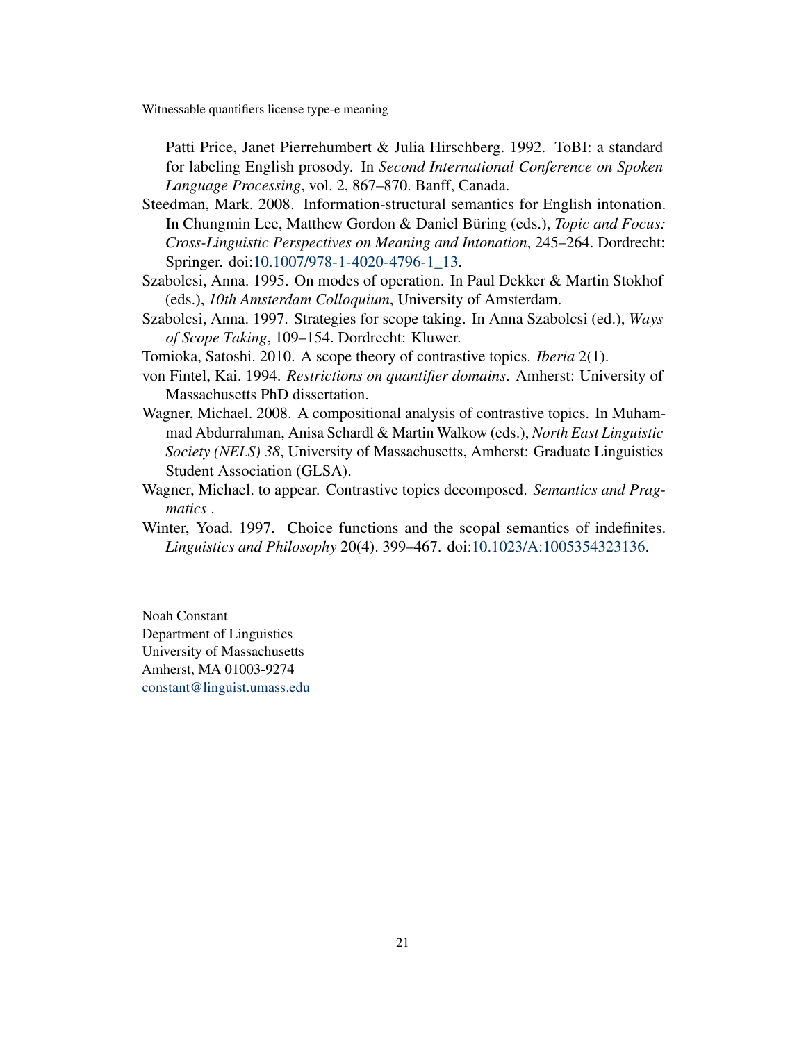Patti Price, Janet Pierrehumbert & Julia Hirschberg. 1992. ToBI: a standard for labeling English prosody. In *Second International Conference on Spoken Language Processing*, vol. 2, 867–870. Banff, Canada.

Steedman, Mark. 2008. Information-structural semantics for English intonation. In Chungmin Lee, Matthew Gordon & Daniel Büring (eds.), *Topic and Focus: Cross-Linguistic Perspectives on Meaning and Intonation*, 245–264. Dordrecht: Springer. doi:10.1007/978-1-4020-4796-1_13.

Szabolcsi, Anna. 1995. On modes of operation. In Paul Dekker & Martin Stokhof (eds.), *10th Amsterdam Colloquium*, University of Amsterdam.

Szabolcsi, Anna. 1997. Strategies for scope taking. In Anna Szabolcsi (ed.), *Ways of Scope Taking*, 109–154. Dordrecht: Kluwer.

Tomioka, Satoshi. 2010. A scope theory of contrastive topics. *Iberia* 2(1).

von Fintel, Kai. 1994. *Restrictions on quantifier domains*. Amherst: University of Massachusetts PhD dissertation.

Wagner, Michael. 2008. A compositional analysis of contrastive topics. In Muhammad Abdurrahman, Anisa Schardl & Martin Walkow (eds.), *North East Linguistic Society (NELS) 38*, University of Massachusetts, Amherst: Graduate Linguistics Student Association (GLSA).

Wagner, Michael. to appear. Contrastive topics decomposed. *Semantics and Pragmatics* .

Winter, Yoad. 1997. Choice functions and the scopal semantics of indefinites. *Linguistics and Philosophy* 20(4). 399–467. doi:10.1023/A:1005354323136.

Noah Constant
Department of Linguistics
University of Massachusetts
Amherst, MA 01003-9274
constant@linguist.umass.edu